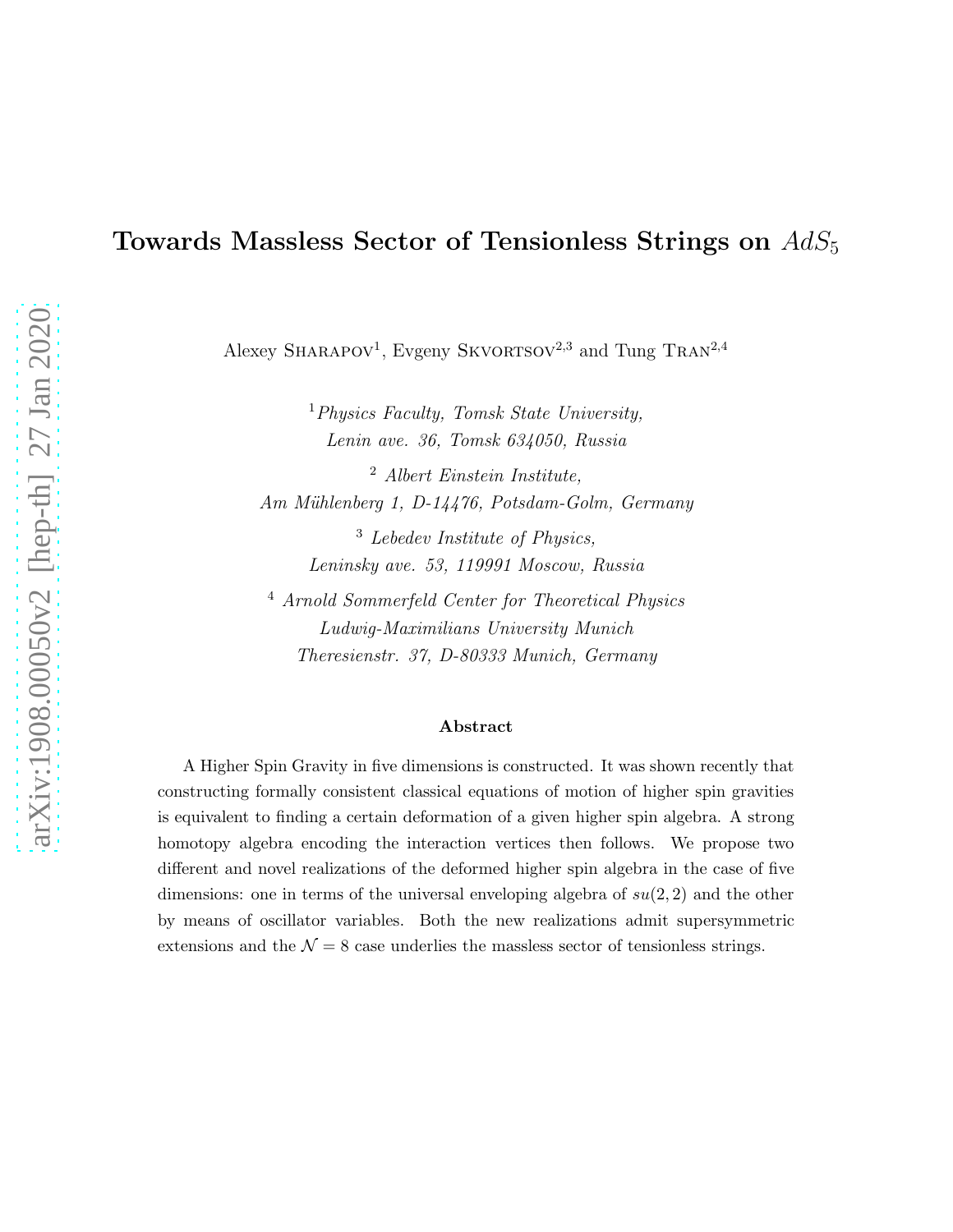# Towards Massless Sector of Tensionless Strings on $AdS_5$

Alexey Sharapov[1], Evgeny Skvortsov[2,3] and Tung Tran[2,4]

[1] *Physics Faculty, Tomsk State University,*
*Lenin ave. 36, Tomsk 634050, Russia*

[2] *Albert Einstein Institute,*
*Am Mühlenberg 1, D-14476, Potsdam-Golm, Germany*

[3] *Lebedev Institute of Physics,*
*Leninsky ave. 53, 119991 Moscow, Russia*

[4] *Arnold Sommerfeld Center for Theoretical Physics*
*Ludwig-Maximilians University Munich*
*Theresienstr. 37, D-80333 Munich, Germany*

**Abstract**

A Higher Spin Gravity in five dimensions is constructed. It was shown recently that constructing formally consistent classical equations of motion of higher spin gravities is equivalent to finding a certain deformation of a given higher spin algebra. A strong homotopy algebra encoding the interaction vertices then follows. We propose two different and novel realizations of the deformed higher spin algebra in the case of five dimensions: one in terms of the universal enveloping algebra of $su(2,2)$ and the other by means of oscillator variables. Both the new realizations admit supersymmetric extensions and the $\mathcal{N}=8$ case underlies the massless sector of tensionless strings.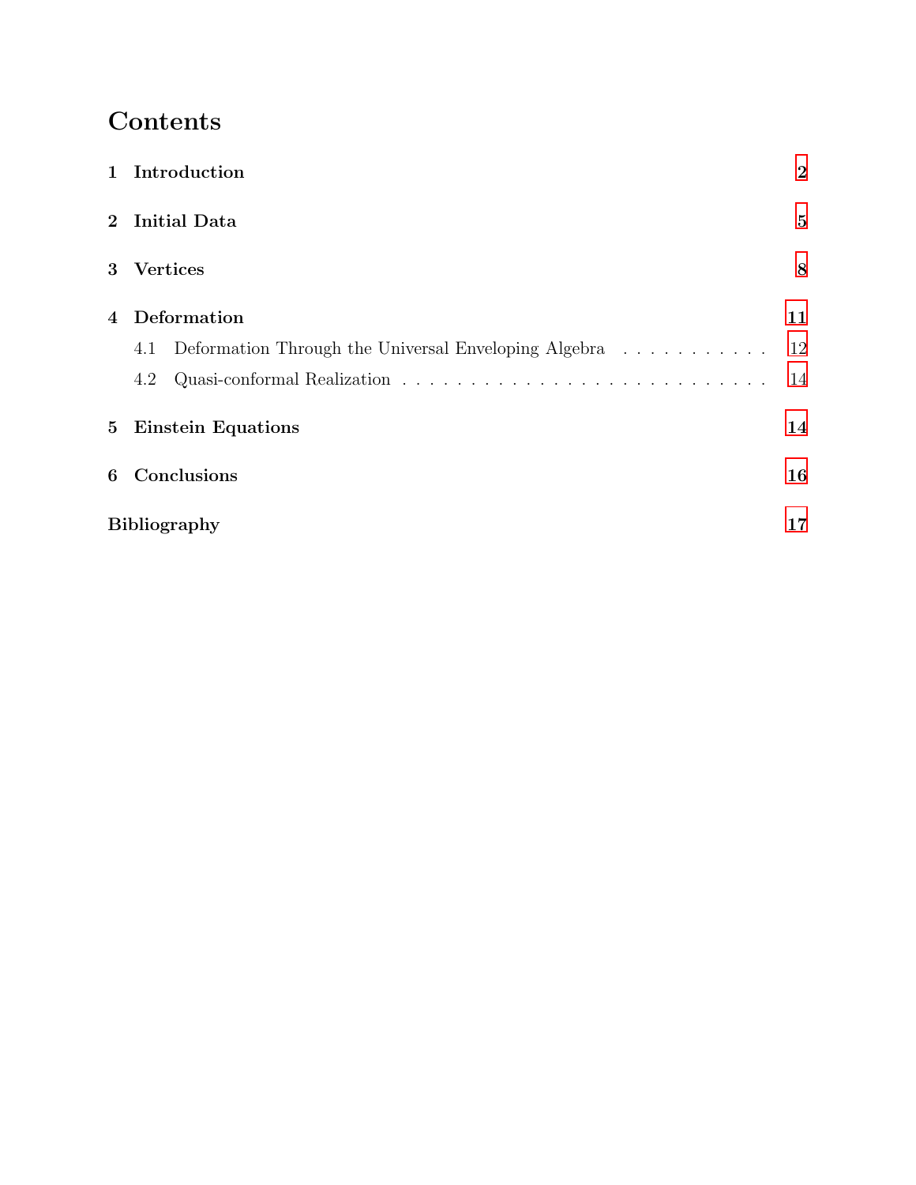# Contents

**1 Introduction** 2

**2 Initial Data** 5

**3 Vertices** 8

**4 Deformation** 11

- 4.1 Deformation Through the Universal Enveloping Algebra . . . . . . . . . . . . 12
- 4.2 Quasi-conformal Realization . . . . . . . . . . . . . . . . . . . . . . . . . . . . . 14

**5 Einstein Equations** 14

**6 Conclusions** 16

**Bibliography** 17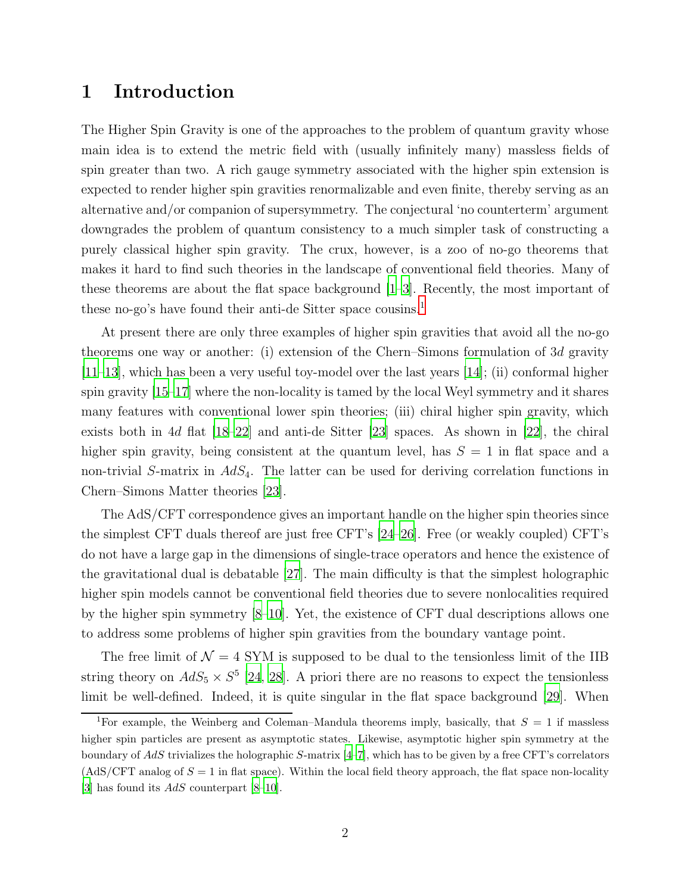# 1 Introduction

The Higher Spin Gravity is one of the approaches to the problem of quantum gravity whose main idea is to extend the metric field with (usually infinitely many) massless fields of spin greater than two. A rich gauge symmetry associated with the higher spin extension is expected to render higher spin gravities renormalizable and even finite, thereby serving as an alternative and/or companion of supersymmetry. The conjectural 'no counterterm' argument downgrades the problem of quantum consistency to a much simpler task of constructing a purely classical higher spin gravity. The crux, however, is a zoo of no-go theorems that makes it hard to find such theories in the landscape of conventional field theories. Many of these theorems are about the flat space background [1–3]. Recently, the most important of these no-go's have found their anti-de Sitter space cousins.[1]

At present there are only three examples of higher spin gravities that avoid all the no-go theorems one way or another: (i) extension of the Chern–Simons formulation of $3d$ gravity [11–13], which has been a very useful toy-model over the last years [14]; (ii) conformal higher spin gravity [15–17] where the non-locality is tamed by the local Weyl symmetry and it shares many features with conventional lower spin theories; (iii) chiral higher spin gravity, which exists both in $4d$ flat [18–22] and anti-de Sitter [23] spaces. As shown in [22], the chiral higher spin gravity, being consistent at the quantum level, has $S = 1$ in flat space and a non-trivial $S$-matrix in $AdS_4$. The latter can be used for deriving correlation functions in Chern–Simons Matter theories [23].

The AdS/CFT correspondence gives an important handle on the higher spin theories since the simplest CFT duals thereof are just free CFT's [24–26]. Free (or weakly coupled) CFT's do not have a large gap in the dimensions of single-trace operators and hence the existence of the gravitational dual is debatable [27]. The main difficulty is that the simplest holographic higher spin models cannot be conventional field theories due to severe nonlocalities required by the higher spin symmetry [8–10]. Yet, the existence of CFT dual descriptions allows one to address some problems of higher spin gravities from the boundary vantage point.

The free limit of $\mathcal{N} = 4$ SYM is supposed to be dual to the tensionless limit of the IIB string theory on $AdS_5 \times S^5$ [24, 28]. A priori there are no reasons to expect the tensionless limit be well-defined. Indeed, it is quite singular in the flat space background [29]. When

[1] For example, the Weinberg and Coleman–Mandula theorems imply, basically, that $S = 1$ if massless higher spin particles are present as asymptotic states. Likewise, asymptotic higher spin symmetry at the boundary of $AdS$ trivializes the holographic $S$-matrix [4–7], which has to be given by a free CFT's correlators (AdS/CFT analog of $S = 1$ in flat space). Within the local field theory approach, the flat space non-locality [3] has found its $AdS$ counterpart [8–10].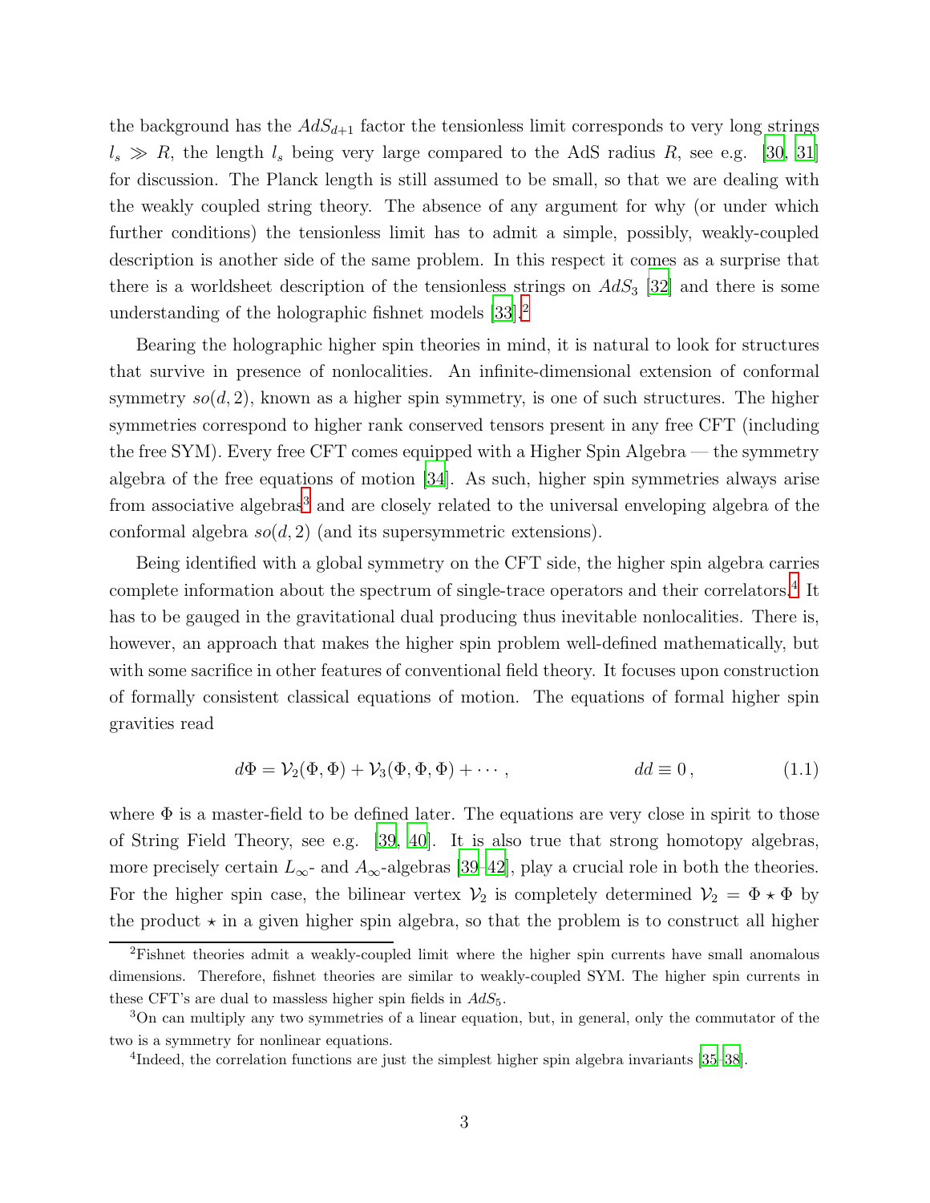the background has the $AdS_{d+1}$ factor the tensionless limit corresponds to very long strings $l_s \gg R$, the length $l_s$ being very large compared to the AdS radius $R$, see e.g. [30, 31] for discussion. The Planck length is still assumed to be small, so that we are dealing with the weakly coupled string theory. The absence of any argument for why (or under which further conditions) the tensionless limit has to admit a simple, possibly, weakly-coupled description is another side of the same problem. In this respect it comes as a surprise that there is a worldsheet description of the tensionless strings on $AdS_3$ [32] and there is some understanding of the holographic fishnet models [33].[2]

Bearing the holographic higher spin theories in mind, it is natural to look for structures that survive in presence of nonlocalities. An infinite-dimensional extension of conformal symmetry $so(d, 2)$, known as a higher spin symmetry, is one of such structures. The higher symmetries correspond to higher rank conserved tensors present in any free CFT (including the free SYM). Every free CFT comes equipped with a Higher Spin Algebra — the symmetry algebra of the free equations of motion [34]. As such, higher spin symmetries always arise from associative algebras[3] and are closely related to the universal enveloping algebra of the conformal algebra $so(d, 2)$ (and its supersymmetric extensions).

Being identified with a global symmetry on the CFT side, the higher spin algebra carries complete information about the spectrum of single-trace operators and their correlators.[4] It has to be gauged in the gravitational dual producing thus inevitable nonlocalities. There is, however, an approach that makes the higher spin problem well-defined mathematically, but with some sacrifice in other features of conventional field theory. It focuses upon construction of formally consistent classical equations of motion. The equations of formal higher spin gravities read

$$d\Phi = \mathcal{V}_2(\Phi, \Phi) + \mathcal{V}_3(\Phi, \Phi, \Phi) + \cdots, \qquad\qquad dd \equiv 0\,, \tag{1.1}$$

where $\Phi$ is a master-field to be defined later. The equations are very close in spirit to those of String Field Theory, see e.g. [39, 40]. It is also true that strong homotopy algebras, more precisely certain $L_\infty$- and $A_\infty$-algebras [39–42], play a crucial role in both the theories. For the higher spin case, the bilinear vertex $\mathcal{V}_2$ is completely determined $\mathcal{V}_2 = \Phi \star \Phi$ by the product $\star$ in a given higher spin algebra, so that the problem is to construct all higher

---

[2] Fishnet theories admit a weakly-coupled limit where the higher spin currents have small anomalous dimensions. Therefore, fishnet theories are similar to weakly-coupled SYM. The higher spin currents in these CFT's are dual to massless higher spin fields in $AdS_5$.

[3] On can multiply any two symmetries of a linear equation, but, in general, only the commutator of the two is a symmetry for nonlinear equations.

[4] Indeed, the correlation functions are just the simplest higher spin algebra invariants [35–38].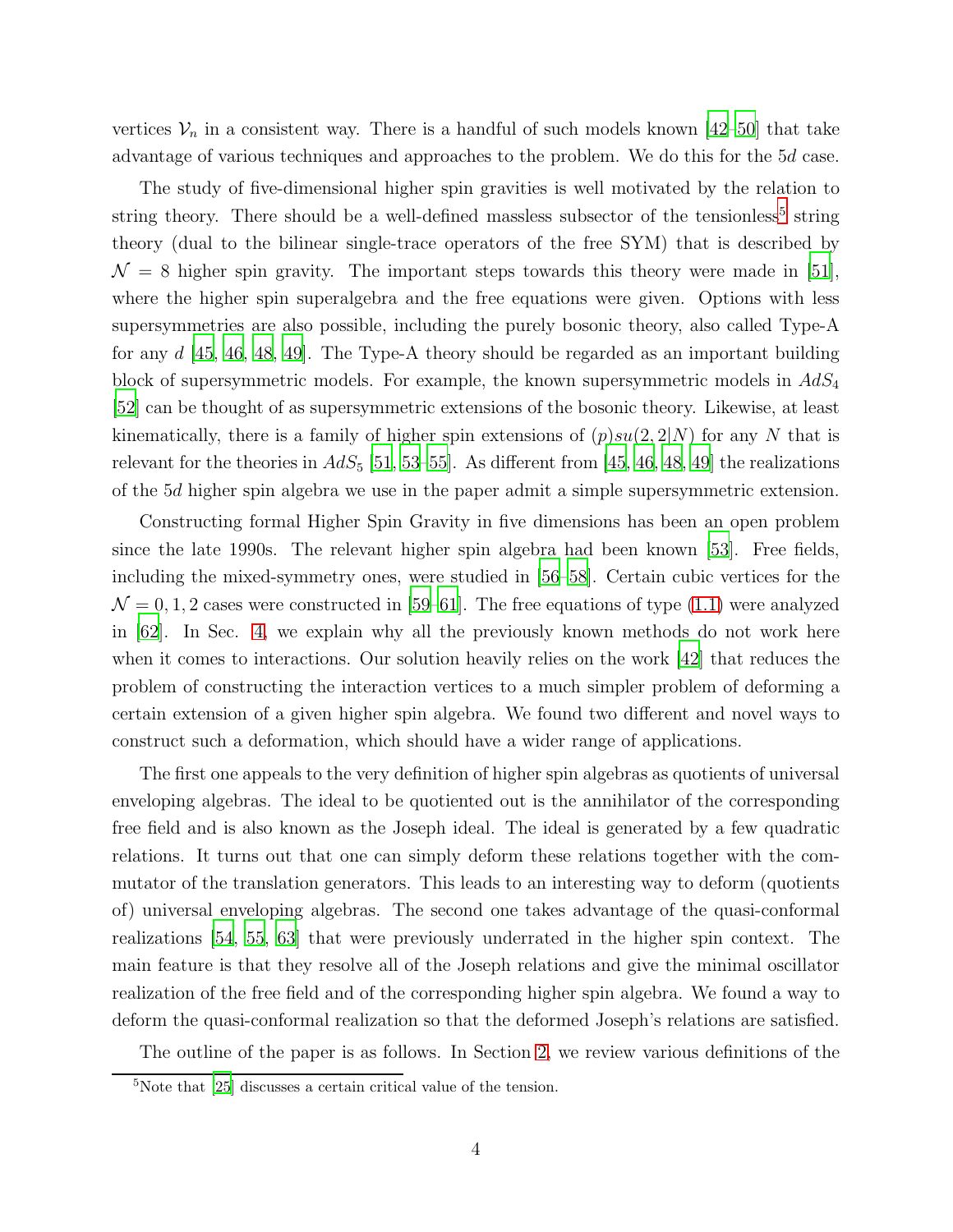vertices $\mathcal{V}_n$ in a consistent way. There is a handful of such models known [42–50] that take advantage of various techniques and approaches to the problem. We do this for the $5d$ case.

The study of five-dimensional higher spin gravities is well motivated by the relation to string theory. There should be a well-defined massless subsector of the tensionless[5] string theory (dual to the bilinear single-trace operators of the free SYM) that is described by $\mathcal{N} = 8$ higher spin gravity. The important steps towards this theory were made in [51], where the higher spin superalgebra and the free equations were given. Options with less supersymmetries are also possible, including the purely bosonic theory, also called Type-A for any $d$ [45, 46, 48, 49]. The Type-A theory should be regarded as an important building block of supersymmetric models. For example, the known supersymmetric models in $AdS_4$ [52] can be thought of as supersymmetric extensions of the bosonic theory. Likewise, at least kinematically, there is a family of higher spin extensions of $(p)su(2,2|N)$ for any $N$ that is relevant for the theories in $AdS_5$ [51, 53–55]. As different from [45, 46, 48, 49] the realizations of the $5d$ higher spin algebra we use in the paper admit a simple supersymmetric extension.

Constructing formal Higher Spin Gravity in five dimensions has been an open problem since the late 1990s. The relevant higher spin algebra had been known [53]. Free fields, including the mixed-symmetry ones, were studied in [56–58]. Certain cubic vertices for the $\mathcal{N} = 0, 1, 2$ cases were constructed in [59–61]. The free equations of type (1.1) were analyzed in [62]. In Sec. 4, we explain why all the previously known methods do not work here when it comes to interactions. Our solution heavily relies on the work [42] that reduces the problem of constructing the interaction vertices to a much simpler problem of deforming a certain extension of a given higher spin algebra. We found two different and novel ways to construct such a deformation, which should have a wider range of applications.

The first one appeals to the very definition of higher spin algebras as quotients of universal enveloping algebras. The ideal to be quotiented out is the annihilator of the corresponding free field and is also known as the Joseph ideal. The ideal is generated by a few quadratic relations. It turns out that one can simply deform these relations together with the commutator of the translation generators. This leads to an interesting way to deform (quotients of) universal enveloping algebras. The second one takes advantage of the quasi-conformal realizations [54, 55, 63] that were previously underrated in the higher spin context. The main feature is that they resolve all of the Joseph relations and give the minimal oscillator realization of the free field and of the corresponding higher spin algebra. We found a way to deform the quasi-conformal realization so that the deformed Joseph's relations are satisfied.

The outline of the paper is as follows. In Section 2, we review various definitions of the

[5] Note that [25] discusses a certain critical value of the tension.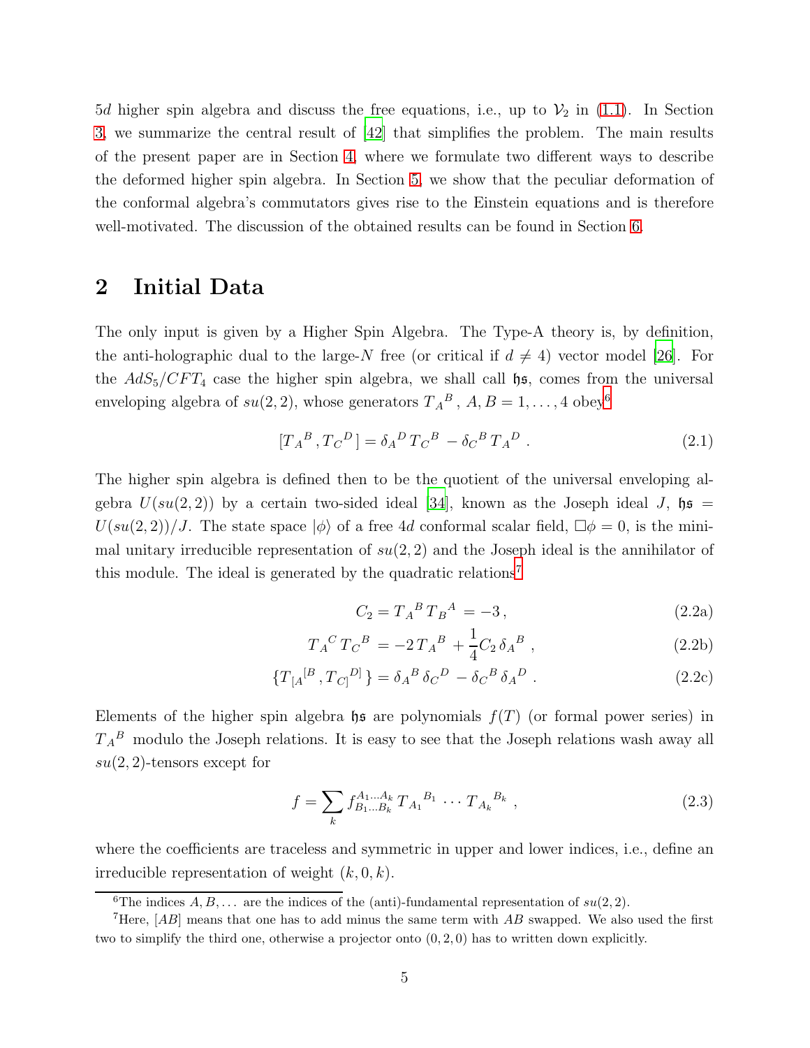5$d$ higher spin algebra and discuss the free equations, i.e., up to $\mathcal{V}_2$ in (1.1). In Section 3, we summarize the central result of [42] that simplifies the problem. The main results of the present paper are in Section 4, where we formulate two different ways to describe the deformed higher spin algebra. In Section 5, we show that the peculiar deformation of the conformal algebra's commutators gives rise to the Einstein equations and is therefore well-motivated. The discussion of the obtained results can be found in Section 6.

## 2 Initial Data

The only input is given by a Higher Spin Algebra. The Type-A theory is, by definition, the anti-holographic dual to the large-$N$ free (or critical if $d \neq 4$) vector model [26]. For the $AdS_5/CFT_4$ case the higher spin algebra, we shall call $\mathfrak{hs}$, comes from the universal enveloping algebra of $su(2,2)$, whose generators ${T_A}^B$, $A, B = 1, \ldots, 4$ obey[6]

$$[{T_A}^B, {T_C}^D] = {\delta_A}^D {T_C}^B - {\delta_C}^B {T_A}^D \,. \tag{2.1}$$

The higher spin algebra is defined then to be the quotient of the universal enveloping algebra $U(su(2,2))$ by a certain two-sided ideal [34], known as the Joseph ideal $J$, $\mathfrak{hs} = U(su(2,2))/J$. The state space $|\phi\rangle$ of a free 4$d$ conformal scalar field, $\Box\phi = 0$, is the minimal unitary irreducible representation of $su(2,2)$ and the Joseph ideal is the annihilator of this module. The ideal is generated by the quadratic relations[7]

$$C_2 = {T_A}^B {T_B}^A = -3\,, \tag{2.2a}$$

$${T_A}^C {T_C}^B = -2\,{T_A}^B + \frac{1}{4} C_2\, {\delta_A}^B \,, \tag{2.2b}$$

$$\{{T_{[A}}^{[B}, {T_{C]}}^{D]}\} = {\delta_A}^B {\delta_C}^D - {\delta_C}^B {\delta_A}^D \,. \tag{2.2c}$$

Elements of the higher spin algebra $\mathfrak{hs}$ are polynomials $f(T)$ (or formal power series) in ${T_A}^B$ modulo the Joseph relations. It is easy to see that the Joseph relations wash away all $su(2,2)$-tensors except for

$$f = \sum_k f^{A_1 \ldots A_k}_{B_1 \ldots B_k}\, {T_{A_1}}^{B_1} \cdots {T_{A_k}}^{B_k} \,, \tag{2.3}$$

where the coefficients are traceless and symmetric in upper and lower indices, i.e., define an irreducible representation of weight $(k, 0, k)$.

[6] The indices $A, B, \ldots$ are the indices of the (anti)-fundamental representation of $su(2,2)$.

[7] Here, $[AB]$ means that one has to add minus the same term with $AB$ swapped. We also used the first two to simplify the third one, otherwise a projector onto $(0,2,0)$ has to written down explicitly.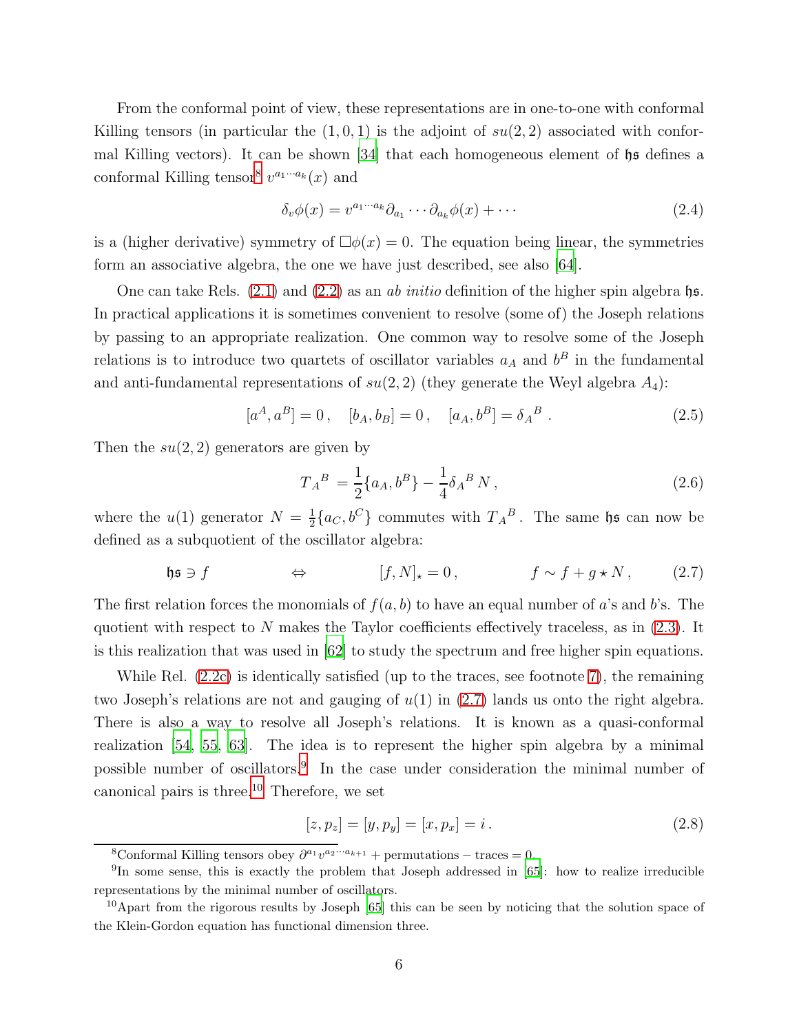From the conformal point of view, these representations are in one-to-one with conformal Killing tensors (in particular the $(1,0,1)$ is the adjoint of $su(2,2)$ associated with conformal Killing vectors). It can be shown [34] that each homogeneous element of $\mathfrak{hs}$ defines a conformal Killing tensor[8] $v^{a_1\cdots a_k}(x)$ and

$$\delta_v\phi(x) = v^{a_1\cdots a_k}\partial_{a_1}\cdots\partial_{a_k}\phi(x)+\cdots \tag{2.4}$$

is a (higher derivative) symmetry of $\square\phi(x)=0$. The equation being linear, the symmetries form an associative algebra, the one we have just described, see also [64].

One can take Rels. (2.1) and (2.2) as an *ab initio* definition of the higher spin algebra $\mathfrak{hs}$. In practical applications it is sometimes convenient to resolve (some of) the Joseph relations by passing to an appropriate realization. One common way to resolve some of the Joseph relations is to introduce two quartets of oscillator variables $a_A$ and $b^B$ in the fundamental and anti-fundamental representations of $su(2,2)$ (they generate the Weyl algebra $A_4$):

$$[a^A,a^B]=0\,,\quad [b_A,b_B]=0\,,\quad [a_A,b^B]=\delta_A{}^B\,. \tag{2.5}$$

Then the $su(2,2)$ generators are given by

$$T_A{}^B=\frac{1}{2}\{a_A,b^B\}-\frac{1}{4}\delta_A{}^B\,N\,, \tag{2.6}$$

where the $u(1)$ generator $N=\frac{1}{2}\{a_C,b^C\}$ commutes with $T_A{}^B$. The same $\mathfrak{hs}$ can now be defined as a subquotient of the oscillator algebra:

$$\mathfrak{hs}\ni f \qquad\qquad \Leftrightarrow \qquad\qquad [f,N]_\star=0\,, \qquad\qquad f\sim f+g\star N\,, \tag{2.7}$$

The first relation forces the monomials of $f(a,b)$ to have an equal number of $a$'s and $b$'s. The quotient with respect to $N$ makes the Taylor coefficients effectively traceless, as in (2.3). It is this realization that was used in [62] to study the spectrum and free higher spin equations.

While Rel. (2.2c) is identically satisfied (up to the traces, see footnote 7), the remaining two Joseph's relations are not and gauging of $u(1)$ in (2.7) lands us onto the right algebra. There is also a way to resolve all Joseph's relations. It is known as a quasi-conformal realization [54, 55, 63]. The idea is to represent the higher spin algebra by a minimal possible number of oscillators.[9] In the case under consideration the minimal number of canonical pairs is three.[10] Therefore, we set

$$[z,p_z]=[y,p_y]=[x,p_x]=i\,. \tag{2.8}$$

---

[8] Conformal Killing tensors obey $\partial^{a_1}v^{a_2\cdots a_{k+1}}$ + permutations − traces = 0.

[9] In some sense, this is exactly the problem that Joseph addressed in [65]: how to realize irreducible representations by the minimal number of oscillators.

[10] Apart from the rigorous results by Joseph [65] this can be seen by noticing that the solution space of the Klein-Gordon equation has functional dimension three.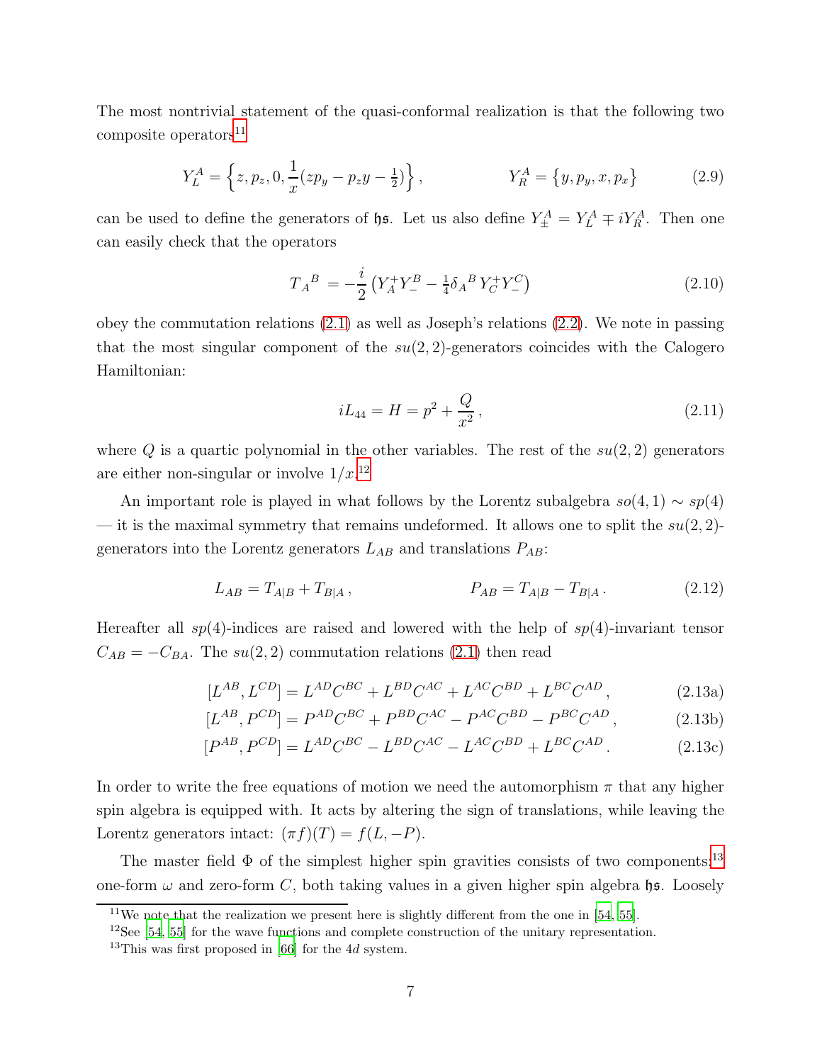The most nontrivial statement of the quasi-conformal realization is that the following two composite operators[11]

$$Y^A_L = \left\{ z, p_z, 0, \frac{1}{x}(zp_y - p_z y - \tfrac{1}{2}) \right\}, \qquad\qquad Y^A_R = \{y, p_y, x, p_x\} \tag{2.9}$$

can be used to define the generators of $\mathfrak{hs}$. Let us also define $Y^A_\pm = Y^A_L \mp iY^A_R$. Then one can easily check that the operators

$$T_A{}^B = -\frac{i}{2}\left(Y^+_A Y^B_- - \tfrac{1}{4}\delta_A{}^B Y^+_C Y^C_-\right) \tag{2.10}$$

obey the commutation relations (2.1) as well as Joseph's relations (2.2). We note in passing that the most singular component of the $su(2,2)$-generators coincides with the Calogero Hamiltonian:

$$iL_{44} = H = p^2 + \frac{Q}{x^2}\,, \tag{2.11}$$

where $Q$ is a quartic polynomial in the other variables. The rest of the $su(2,2)$ generators are either non-singular or involve $1/x$.[12]

An important role is played in what follows by the Lorentz subalgebra $so(4,1) \sim sp(4)$ — it is the maximal symmetry that remains undeformed. It allows one to split the $su(2,2)$-generators into the Lorentz generators $L_{AB}$ and translations $P_{AB}$:

$$L_{AB} = T_{A|B} + T_{B|A}\,, \qquad\qquad P_{AB} = T_{A|B} - T_{B|A}\,. \tag{2.12}$$

Hereafter all $sp(4)$-indices are raised and lowered with the help of $sp(4)$-invariant tensor $C_{AB} = -C_{BA}$. The $su(2,2)$ commutation relations (2.1) then read

$$[L^{AB}, L^{CD}] = L^{AD}C^{BC} + L^{BD}C^{AC} + L^{AC}C^{BD} + L^{BC}C^{AD}\,, \tag{2.13a}$$

$$[L^{AB}, P^{CD}] = P^{AD}C^{BC} + P^{BD}C^{AC} - P^{AC}C^{BD} - P^{BC}C^{AD}\,, \tag{2.13b}$$

$$[P^{AB}, P^{CD}] = L^{AD}C^{BC} - L^{BD}C^{AC} - L^{AC}C^{BD} + L^{BC}C^{AD}\,. \tag{2.13c}$$

In order to write the free equations of motion we need the automorphism $\pi$ that any higher spin algebra is equipped with. It acts by altering the sign of translations, while leaving the Lorentz generators intact: $(\pi f)(T) = f(L, -P)$.

The master field $\Phi$ of the simplest higher spin gravities consists of two components:[13] one-form $\omega$ and zero-form $C$, both taking values in a given higher spin algebra $\mathfrak{hs}$. Loosely

[11] We note that the realization we present here is slightly different from the one in [54, 55].

[12] See [54, 55] for the wave functions and complete construction of the unitary representation.

[13] This was first proposed in [66] for the 4$d$ system.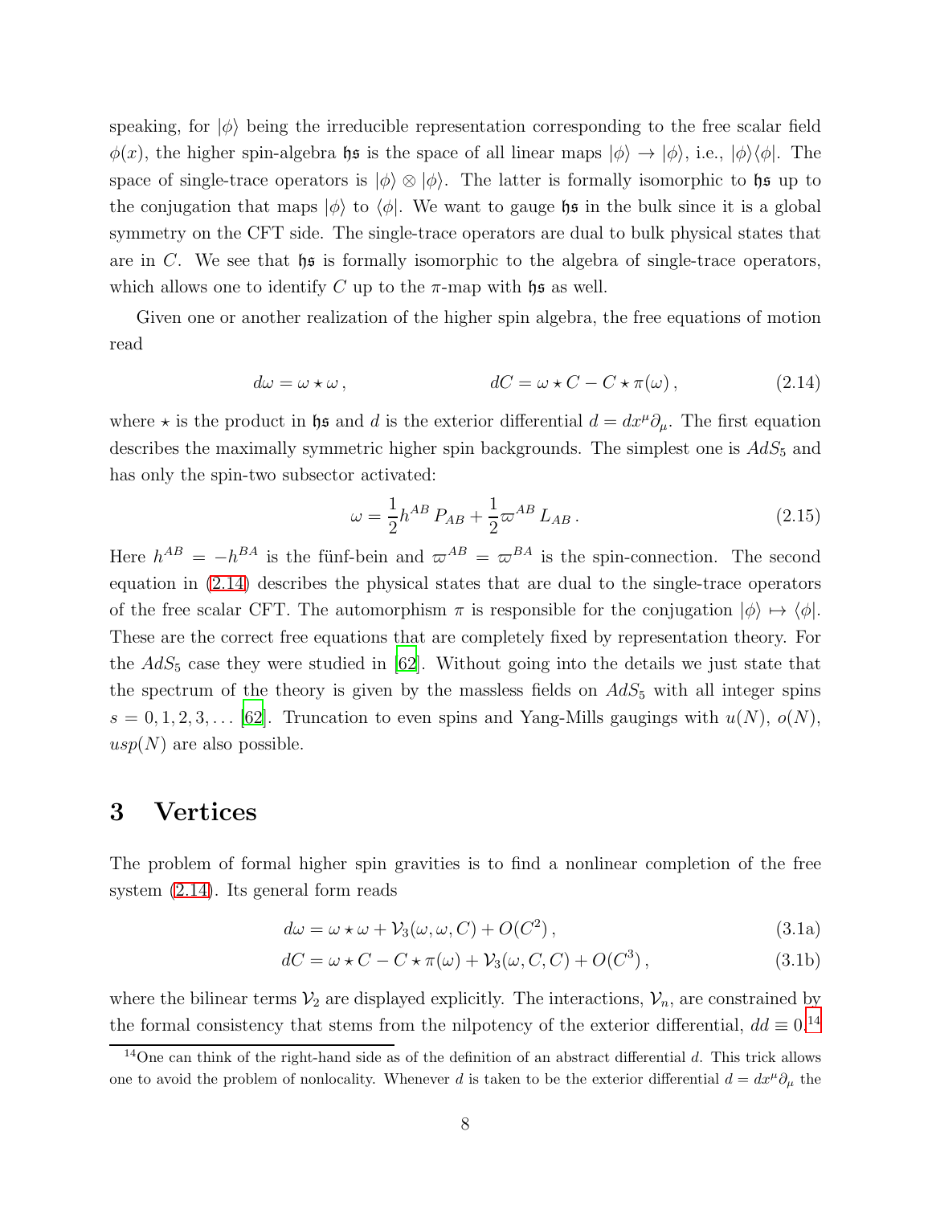speaking, for $|\phi\rangle$ being the irreducible representation corresponding to the free scalar field $\phi(x)$, the higher spin-algebra $\mathfrak{hs}$ is the space of all linear maps $|\phi\rangle \to |\phi\rangle$, i.e., $|\phi\rangle\langle\phi|$. The space of single-trace operators is $|\phi\rangle \otimes |\phi\rangle$. The latter is formally isomorphic to $\mathfrak{hs}$ up to the conjugation that maps $|\phi\rangle$ to $\langle\phi|$. We want to gauge $\mathfrak{hs}$ in the bulk since it is a global symmetry on the CFT side. The single-trace operators are dual to bulk physical states that are in $C$. We see that $\mathfrak{hs}$ is formally isomorphic to the algebra of single-trace operators, which allows one to identify $C$ up to the $\pi$-map with $\mathfrak{hs}$ as well.

Given one or another realization of the higher spin algebra, the free equations of motion read

$$d\omega = \omega \star \omega\,, \qquad\qquad dC = \omega \star C - C \star \pi(\omega)\,, \tag{2.14}$$

where $\star$ is the product in $\mathfrak{hs}$ and $d$ is the exterior differential $d = dx^\mu \partial_\mu$. The first equation describes the maximally symmetric higher spin backgrounds. The simplest one is $AdS_5$ and has only the spin-two subsector activated:

$$\omega = \frac{1}{2} h^{AB}\, P_{AB} + \frac{1}{2} \varpi^{AB}\, L_{AB}\,. \tag{2.15}$$

Here $h^{AB} = -h^{BA}$ is the fünf-bein and $\varpi^{AB} = \varpi^{BA}$ is the spin-connection. The second equation in (2.14) describes the physical states that are dual to the single-trace operators of the free scalar CFT. The automorphism $\pi$ is responsible for the conjugation $|\phi\rangle \mapsto \langle\phi|$. These are the correct free equations that are completely fixed by representation theory. For the $AdS_5$ case they were studied in [62]. Without going into the details we just state that the spectrum of the theory is given by the massless fields on $AdS_5$ with all integer spins $s = 0, 1, 2, 3, \ldots$ [62]. Truncation to even spins and Yang-Mills gaugings with $u(N)$, $o(N)$, $usp(N)$ are also possible.

# 3 Vertices

The problem of formal higher spin gravities is to find a nonlinear completion of the free system (2.14). Its general form reads

$$d\omega = \omega \star \omega + \mathcal{V}_3(\omega, \omega, C) + O(C^2)\,, \tag{3.1a}$$

$$dC = \omega \star C - C \star \pi(\omega) + \mathcal{V}_3(\omega, C, C) + O(C^3)\,, \tag{3.1b}$$

where the bilinear terms $\mathcal{V}_2$ are displayed explicitly. The interactions, $\mathcal{V}_n$, are constrained by the formal consistency that stems from the nilpotency of the exterior differential, $dd \equiv 0$.[14]

[14] One can think of the right-hand side as of the definition of an abstract differential $d$. This trick allows one to avoid the problem of nonlocality. Whenever $d$ is taken to be the exterior differential $d = dx^\mu \partial_\mu$ the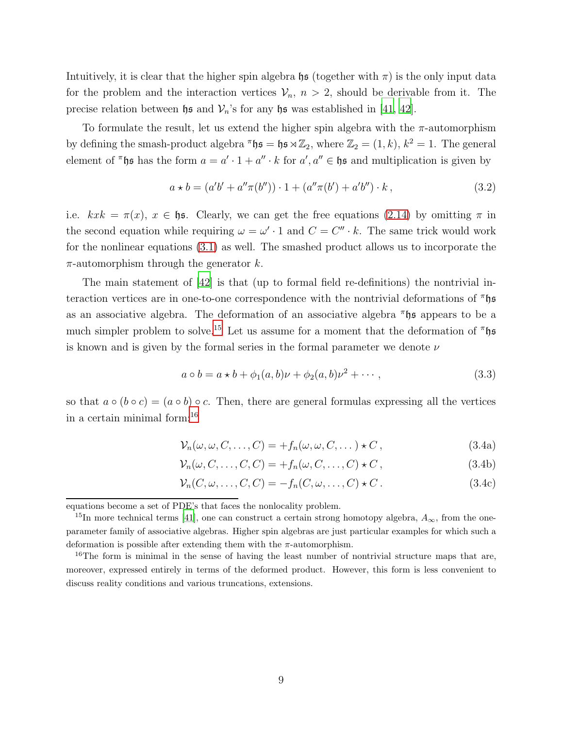Intuitively, it is clear that the higher spin algebra $\mathfrak{hs}$ (together with $\pi$) is the only input data for the problem and the interaction vertices $\mathcal{V}_n$, $n > 2$, should be derivable from it. The precise relation between $\mathfrak{hs}$ and $\mathcal{V}_n$'s for any $\mathfrak{hs}$ was established in [41, 42].

To formulate the result, let us extend the higher spin algebra with the $\pi$-automorphism by defining the smash-product algebra ${}^{\pi}\mathfrak{hs} = \mathfrak{hs} \rtimes \mathbb{Z}_2$, where $\mathbb{Z}_2 = (1, k)$, $k^2 = 1$. The general element of ${}^{\pi}\mathfrak{hs}$ has the form $a = a' \cdot 1 + a'' \cdot k$ for $a', a'' \in \mathfrak{hs}$ and multiplication is given by

$$a \star b = (a'b' + a''\pi(b'')) \cdot 1 + (a''\pi(b') + a'b'') \cdot k\,, \tag{3.2}$$

i.e. $kxk = \pi(x)$, $x \in \mathfrak{hs}$. Clearly, we can get the free equations (2.14) by omitting $\pi$ in the second equation while requiring $\omega = \omega' \cdot 1$ and $C = C'' \cdot k$. The same trick would work for the nonlinear equations (3.1) as well. The smashed product allows us to incorporate the $\pi$-automorphism through the generator $k$.

The main statement of [42] is that (up to formal field re-definitions) the nontrivial interaction vertices are in one-to-one correspondence with the nontrivial deformations of ${}^{\pi}\mathfrak{hs}$ as an associative algebra. The deformation of an associative algebra ${}^{\pi}\mathfrak{hs}$ appears to be a much simpler problem to solve.[15] Let us assume for a moment that the deformation of ${}^{\pi}\mathfrak{hs}$ is known and is given by the formal series in the formal parameter we denote $\nu$

$$a \circ b = a \star b + \phi_1(a, b)\nu + \phi_2(a, b)\nu^2 + \cdots\,, \tag{3.3}$$

so that $a \circ (b \circ c) = (a \circ b) \circ c$. Then, there are general formulas expressing all the vertices in a certain minimal form:[16]

$$\mathcal{V}_n(\omega, \omega, C, \ldots, C) = +f_n(\omega, \omega, C, \ldots) \star C\,, \tag{3.4a}$$

$$\mathcal{V}_n(\omega, C, \ldots, C, C) = +f_n(\omega, C, \ldots, C) \star C\,, \tag{3.4b}$$

$$\mathcal{V}_n(C, \omega, \ldots, C, C) = -f_n(C, \omega, \ldots, C) \star C\,. \tag{3.4c}$$

---

equations become a set of PDE's that faces the nonlocality problem.

[15] In more technical terms [41], one can construct a certain strong homotopy algebra, $A_\infty$, from the one-parameter family of associative algebras. Higher spin algebras are just particular examples for which such a deformation is possible after extending them with the $\pi$-automorphism.

[16] The form is minimal in the sense of having the least number of nontrivial structure maps that are, moreover, expressed entirely in terms of the deformed product. However, this form is less convenient to discuss reality conditions and various truncations, extensions.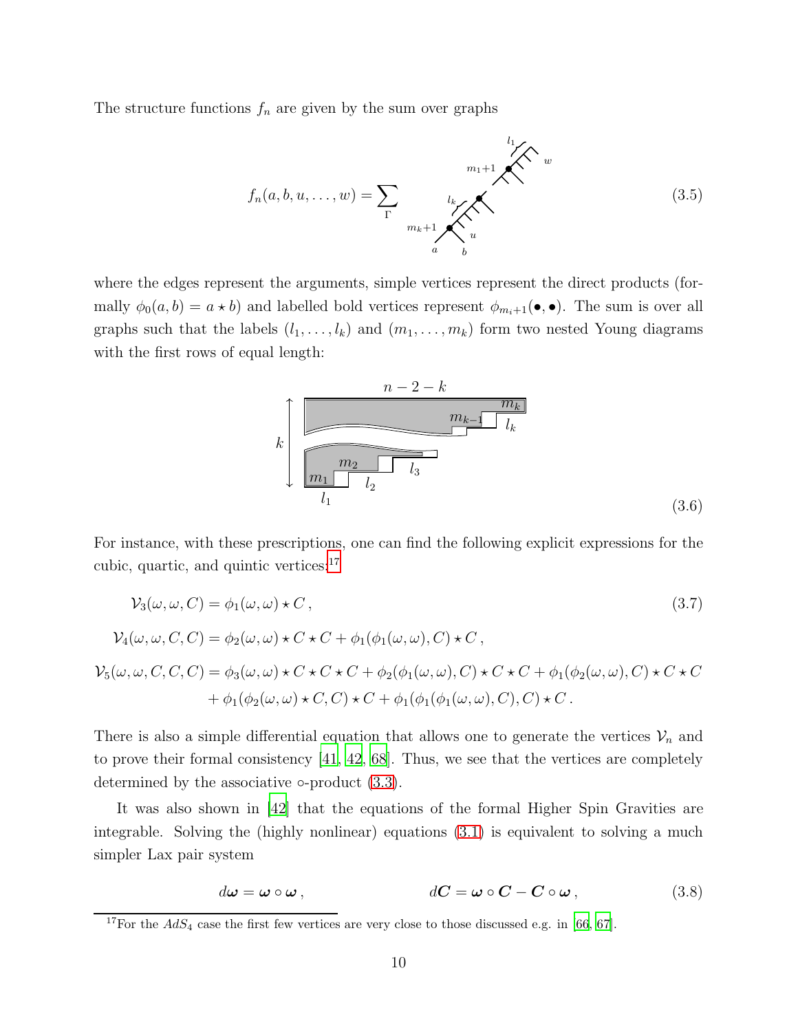The structure functions $f_n$ are given by the sum over graphs

$$f_n(a, b, u, \dots, w) = \sum_{\Gamma} \qquad (3.5)$$

where the edges represent the arguments, simple vertices represent the direct products (formally $\phi_0(a, b) = a \star b$) and labelled bold vertices represent $\phi_{m_i+1}(\bullet, \bullet)$. The sum is over all graphs such that the labels $(l_1, \dots, l_k)$ and $(m_1, \dots, m_k)$ form two nested Young diagrams with the first rows of equal length:

(3.6)

For instance, with these prescriptions, one can find the following explicit expressions for the cubic, quartic, and quintic vertices:[17]

$$\mathcal{V}_3(\omega, \omega, C) = \phi_1(\omega, \omega) \star C\,, \qquad (3.7)$$

$$\mathcal{V}_4(\omega, \omega, C, C) = \phi_2(\omega, \omega) \star C \star C + \phi_1(\phi_1(\omega, \omega), C) \star C\,,$$

$$\begin{aligned}\mathcal{V}_5(\omega, \omega, C, C, C) &= \phi_3(\omega, \omega) \star C \star C \star C + \phi_2(\phi_1(\omega, \omega), C) \star C \star C + \phi_1(\phi_2(\omega, \omega), C) \star C \star C \\ &\quad + \phi_1(\phi_2(\omega, \omega) \star C, C) \star C + \phi_1(\phi_1(\phi_1(\omega, \omega), C), C) \star C\,.\end{aligned}$$

There is also a simple differential equation that allows one to generate the vertices $\mathcal{V}_n$ and to prove their formal consistency [41, 42, 68]. Thus, we see that the vertices are completely determined by the associative $\circ$-product (3.3).

It was also shown in [42] that the equations of the formal Higher Spin Gravities are integrable. Solving the (highly nonlinear) equations (3.1) is equivalent to solving a much simpler Lax pair system

$$d\boldsymbol{\omega} = \boldsymbol{\omega} \circ \boldsymbol{\omega}\,, \qquad\qquad d\boldsymbol{C} = \boldsymbol{\omega} \circ \boldsymbol{C} - \boldsymbol{C} \circ \boldsymbol{\omega}\,, \qquad (3.8)$$

[17] For the $AdS_4$ case the first few vertices are very close to those discussed e.g. in [66, 67].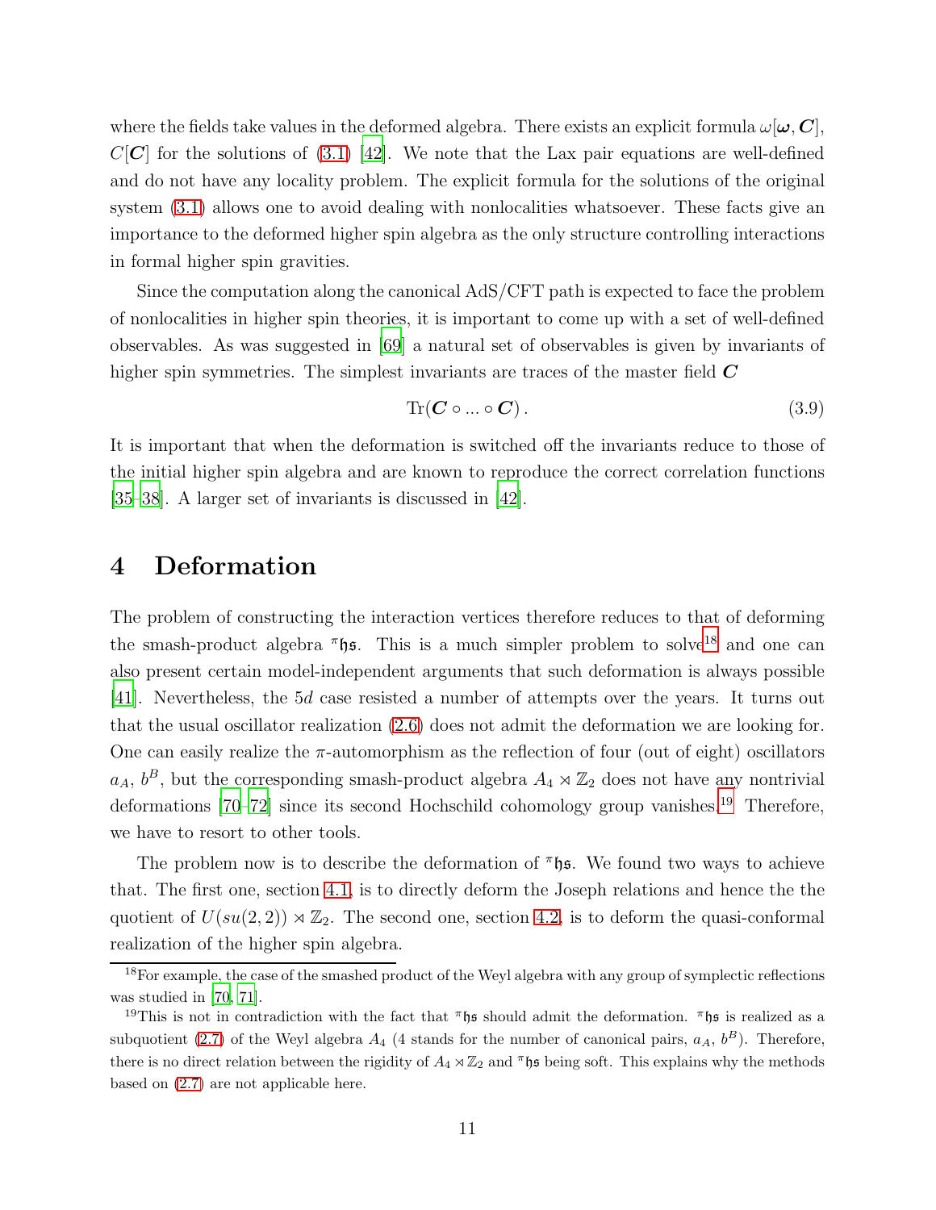where the fields take values in the deformed algebra. There exists an explicit formula $\omega[\boldsymbol{\omega}, \boldsymbol{C}]$, $C[\boldsymbol{C}]$ for the solutions of (3.1) [42]. We note that the Lax pair equations are well-defined and do not have any locality problem. The explicit formula for the solutions of the original system (3.1) allows one to avoid dealing with nonlocalities whatsoever. These facts give an importance to the deformed higher spin algebra as the only structure controlling interactions in formal higher spin gravities.

Since the computation along the canonical AdS/CFT path is expected to face the problem of nonlocalities in higher spin theories, it is important to come up with a set of well-defined observables. As was suggested in [69] a natural set of observables is given by invariants of higher spin symmetries. The simplest invariants are traces of the master field $\boldsymbol{C}$

$$\mathrm{Tr}(\boldsymbol{C} \circ ... \circ \boldsymbol{C})\,. \tag{3.9}$$

It is important that when the deformation is switched off the invariants reduce to those of the initial higher spin algebra and are known to reproduce the correct correlation functions [35–38]. A larger set of invariants is discussed in [42].

# 4 Deformation

The problem of constructing the interaction vertices therefore reduces to that of deforming the smash-product algebra ${}^{\pi}\mathfrak{hs}$. This is a much simpler problem to solve[18] and one can also present certain model-independent arguments that such deformation is always possible [41]. Nevertheless, the $5d$ case resisted a number of attempts over the years. It turns out that the usual oscillator realization (2.6) does not admit the deformation we are looking for. One can easily realize the $\pi$-automorphism as the reflection of four (out of eight) oscillators $a_A$, $b^B$, but the corresponding smash-product algebra $A_4 \rtimes \mathbb{Z}_2$ does not have any nontrivial deformations [70–72] since its second Hochschild cohomology group vanishes.[19] Therefore, we have to resort to other tools.

The problem now is to describe the deformation of ${}^{\pi}\mathfrak{hs}$. We found two ways to achieve that. The first one, section 4.1, is to directly deform the Joseph relations and hence the the quotient of $U(su(2,2)) \rtimes \mathbb{Z}_2$. The second one, section 4.2, is to deform the quasi-conformal realization of the higher spin algebra.

[18] For example, the case of the smashed product of the Weyl algebra with any group of symplectic reflections was studied in [70, 71].

[19] This is not in contradiction with the fact that ${}^{\pi}\mathfrak{hs}$ should admit the deformation. ${}^{\pi}\mathfrak{hs}$ is realized as a subquotient (2.7) of the Weyl algebra $A_4$ (4 stands for the number of canonical pairs, $a_A$, $b^B$). Therefore, there is no direct relation between the rigidity of $A_4 \rtimes \mathbb{Z}_2$ and ${}^{\pi}\mathfrak{hs}$ being soft. This explains why the methods based on (2.7) are not applicable here.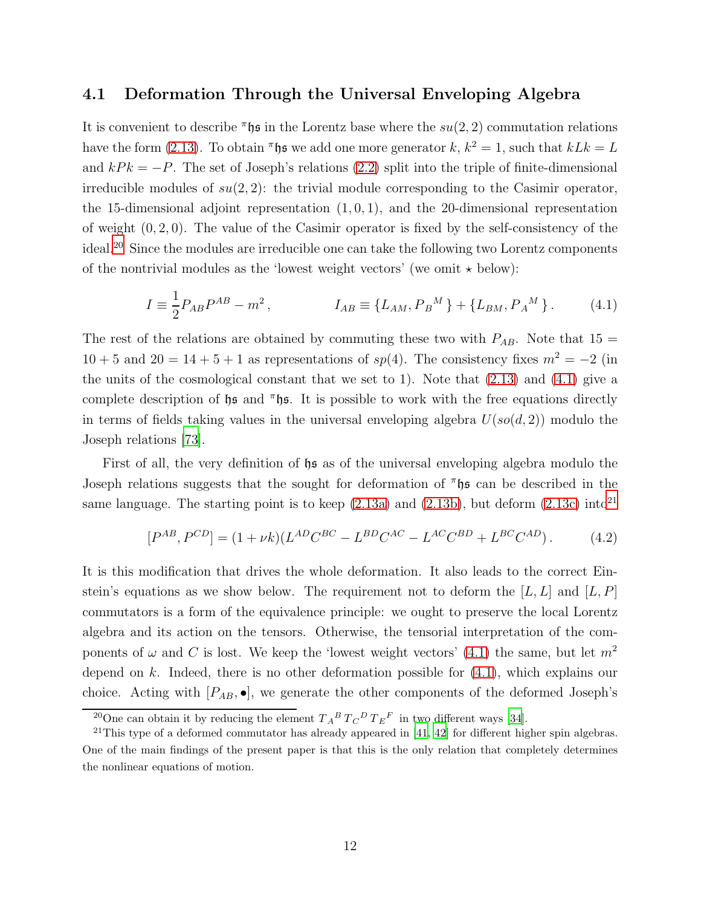### 4.1 Deformation Through the Universal Enveloping Algebra

It is convenient to describe ${}^{\pi}\mathfrak{hs}$ in the Lorentz base where the $su(2,2)$ commutation relations have the form (2.13). To obtain ${}^{\pi}\mathfrak{hs}$ we add one more generator $k$, $k^2 = 1$, such that $kLk = L$ and $kPk = -P$. The set of Joseph's relations (2.2) split into the triple of finite-dimensional irreducible modules of $su(2,2)$: the trivial module corresponding to the Casimir operator, the 15-dimensional adjoint representation $(1,0,1)$, and the 20-dimensional representation of weight $(0,2,0)$. The value of the Casimir operator is fixed by the self-consistency of the ideal.[20] Since the modules are irreducible one can take the following two Lorentz components of the nontrivial modules as the 'lowest weight vectors' (we omit $\star$ below):

$$I \equiv \frac{1}{2} P_{AB} P^{AB} - m^2 \,, \qquad\qquad I_{AB} \equiv \{L_{AM}, P_B{}^M\} + \{L_{BM}, P_A{}^M\} \,. \tag{4.1}$$

The rest of the relations are obtained by commuting these two with $P_{AB}$. Note that $15 = 10 + 5$ and $20 = 14 + 5 + 1$ as representations of $sp(4)$. The consistency fixes $m^2 = -2$ (in the units of the cosmological constant that we set to 1). Note that (2.13) and (4.1) give a complete description of $\mathfrak{hs}$ and ${}^{\pi}\mathfrak{hs}$. It is possible to work with the free equations directly in terms of fields taking values in the universal enveloping algebra $U(so(d,2))$ modulo the Joseph relations [73].

First of all, the very definition of $\mathfrak{hs}$ as of the universal enveloping algebra modulo the Joseph relations suggests that the sought for deformation of ${}^{\pi}\mathfrak{hs}$ can be described in the same language. The starting point is to keep (2.13a) and (2.13b), but deform (2.13c) into[21]

$$[P^{AB}, P^{CD}] = (1 + \nu k)(L^{AD} C^{BC} - L^{BD} C^{AC} - L^{AC} C^{BD} + L^{BC} C^{AD}) \,. \tag{4.2}$$

It is this modification that drives the whole deformation. It also leads to the correct Einstein's equations as we show below. The requirement not to deform the $[L,L]$ and $[L,P]$ commutators is a form of the equivalence principle: we ought to preserve the local Lorentz algebra and its action on the tensors. Otherwise, the tensorial interpretation of the components of $\omega$ and $C$ is lost. We keep the 'lowest weight vectors' (4.1) the same, but let $m^2$ depend on $k$. Indeed, there is no other deformation possible for (4.1), which explains our choice. Acting with $[P_{AB}, \bullet]$, we generate the other components of the deformed Joseph's

[20] One can obtain it by reducing the element $T_A{}^B T_C{}^D T_E{}^F$ in two different ways [34].

[21] This type of a deformed commutator has already appeared in [41, 42] for different higher spin algebras. One of the main findings of the present paper is that this is the only relation that completely determines the nonlinear equations of motion.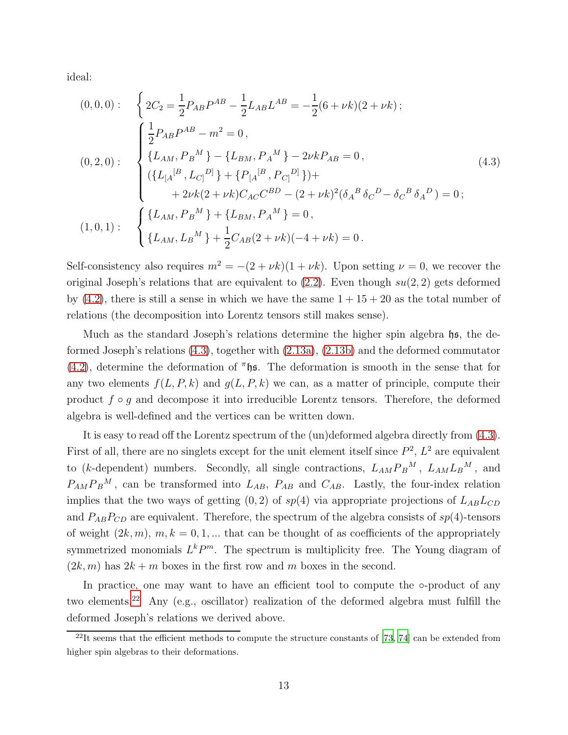ideal:

$$
\begin{aligned}
&(0,0,0): \quad \left\{ 2C_2 = \frac{1}{2}P_{AB}P^{AB} - \frac{1}{2}L_{AB}L^{AB} = -\frac{1}{2}(6+\nu k)(2+\nu k)\,; \right. \\
&(0,2,0): \quad \left\{ \begin{aligned} &\frac{1}{2}P_{AB}P^{AB} - m^2 = 0\,, \\ &\{L_{AM}, P_B{}^M\} - \{L_{BM}, P_A{}^M\} - 2\nu k P_{AB} = 0\,, \\ &(\{L_{[A}{}^{[B}, L_{C]}{}^{D]}\} + \{P_{[A}{}^{[B}, P_{C]}{}^{D]}\}) + \\ &\qquad + 2\nu k(2+\nu k) C_{AC}C^{BD} - (2+\nu k)^2(\delta_A{}^B\,\delta_C{}^D - \delta_C{}^B\,\delta_A{}^D) = 0\,; \end{aligned} \right. \\
&(1,0,1): \quad \left\{ \begin{aligned} &\{L_{AM}, P_B{}^M\} + \{L_{BM}, P_A{}^M\} = 0\,, \\ &\{L_{AM}, L_B{}^M\} + \frac{1}{2}C_{AB}(2+\nu k)(-4+\nu k) = 0\,. \end{aligned} \right.
\end{aligned}
\tag{4.3}
$$

Self-consistency also requires $m^2 = -(2+\nu k)(1+\nu k)$. Upon setting $\nu = 0$, we recover the original Joseph's relations that are equivalent to (2.2). Even though $su(2,2)$ gets deformed by (4.2), there is still a sense in which we have the same $1+15+20$ as the total number of relations (the decomposition into Lorentz tensors still makes sense).

Much as the standard Joseph's relations determine the higher spin algebra $\mathfrak{hs}$, the deformed Joseph's relations (4.3), together with (2.13a), (2.13b) and the deformed commutator (4.2), determine the deformation of ${}^\pi\mathfrak{hs}$. The deformation is smooth in the sense that for any two elements $f(L,P,k)$ and $g(L,P,k)$ we can, as a matter of principle, compute their product $f \circ g$ and decompose it into irreducible Lorentz tensors. Therefore, the deformed algebra is well-defined and the vertices can be written down.

It is easy to read off the Lorentz spectrum of the (un)deformed algebra directly from (4.3). First of all, there are no singlets except for the unit element itself since $P^2$, $L^2$ are equivalent to ($k$-dependent) numbers. Secondly, all single contractions, $L_{AM}P_B{}^M$, $L_{AM}L_B{}^M$, and $P_{AM}P_B{}^M$, can be transformed into $L_{AB}$, $P_{AB}$ and $C_{AB}$. Lastly, the four-index relation implies that the two ways of getting $(0,2)$ of $sp(4)$ via appropriate projections of $L_{AB}L_{CD}$ and $P_{AB}P_{CD}$ are equivalent. Therefore, the spectrum of the algebra consists of $sp(4)$-tensors of weight $(2k,m)$, $m,k = 0,1,...$ that can be thought of as coefficients of the appropriately symmetrized monomials $L^kP^m$. The spectrum is multiplicity free. The Young diagram of $(2k,m)$ has $2k+m$ boxes in the first row and $m$ boxes in the second.

In practice, one may want to have an efficient tool to compute the $\circ$-product of any two elements.[22] Any (e.g., oscillator) realization of the deformed algebra must fulfill the deformed Joseph's relations we derived above.

[22] It seems that the efficient methods to compute the structure constants of [73, 74] can be extended from higher spin algebras to their deformations.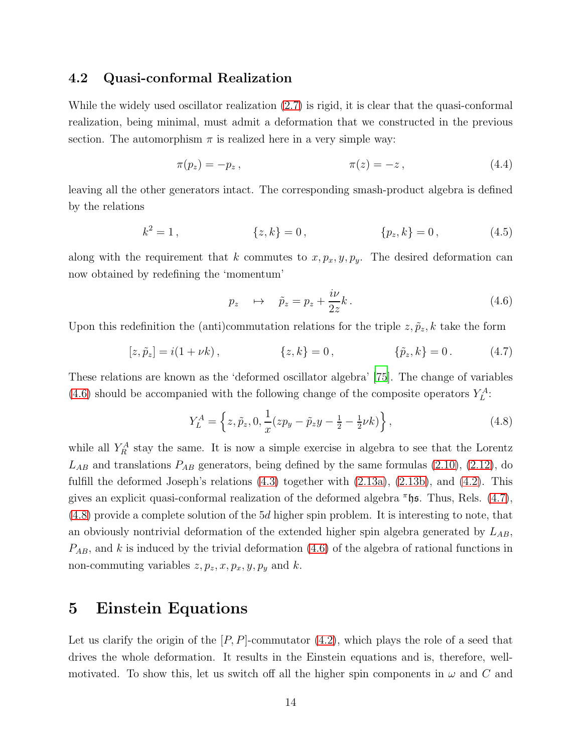### 4.2 Quasi-conformal Realization

While the widely used oscillator realization (2.7) is rigid, it is clear that the quasi-conformal realization, being minimal, must admit a deformation that we constructed in the previous section. The automorphism $\pi$ is realized here in a very simple way:

$$\pi(p_z) = -p_z\,, \qquad\qquad \pi(z) = -z\,, \tag{4.4}$$

leaving all the other generators intact. The corresponding smash-product algebra is defined by the relations

$$k^2 = 1\,, \qquad\qquad \{z, k\} = 0\,, \qquad\qquad \{p_z, k\} = 0\,, \tag{4.5}$$

along with the requirement that $k$ commutes to $x, p_x, y, p_y$. The desired deformation can now obtained by redefining the 'momentum'

$$p_z \quad \mapsto \quad \tilde{p}_z = p_z + \frac{i\nu}{2z}k\,. \tag{4.6}$$

Upon this redefinition the (anti)commutation relations for the triple $z, \tilde{p}_z, k$ take the form

$$[z, \tilde{p}_z] = i(1 + \nu k)\,, \qquad\qquad \{z, k\} = 0\,, \qquad\qquad \{\tilde{p}_z, k\} = 0\,. \tag{4.7}$$

These relations are known as the 'deformed oscillator algebra' [75]. The change of variables (4.6) should be accompanied with the following change of the composite operators $Y_L^A$:

$$Y_L^A = \left\{z, \tilde{p}_z, 0, \frac{1}{x}(zp_y - \tilde{p}_z y - \tfrac{1}{2} - \tfrac{1}{2}\nu k)\right\}, \tag{4.8}$$

while all $Y_R^A$ stay the same. It is now a simple exercise in algebra to see that the Lorentz $L_{AB}$ and translations $P_{AB}$ generators, being defined by the same formulas (2.10), (2.12), do fulfill the deformed Joseph's relations (4.3) together with (2.13a), (2.13b), and (4.2). This gives an explicit quasi-conformal realization of the deformed algebra ${}^{\pi}\mathfrak{hs}$. Thus, Rels. (4.7), (4.8) provide a complete solution of the $5d$ higher spin problem. It is interesting to note, that an obviously nontrivial deformation of the extended higher spin algebra generated by $L_{AB}$, $P_{AB}$, and $k$ is induced by the trivial deformation (4.6) of the algebra of rational functions in non-commuting variables $z, p_z, x, p_x, y, p_y$ and $k$.

# 5 Einstein Equations

Let us clarify the origin of the $[P, P]$-commutator (4.2), which plays the role of a seed that drives the whole deformation. It results in the Einstein equations and is, therefore, well-motivated. To show this, let us switch off all the higher spin components in $\omega$ and $C$ and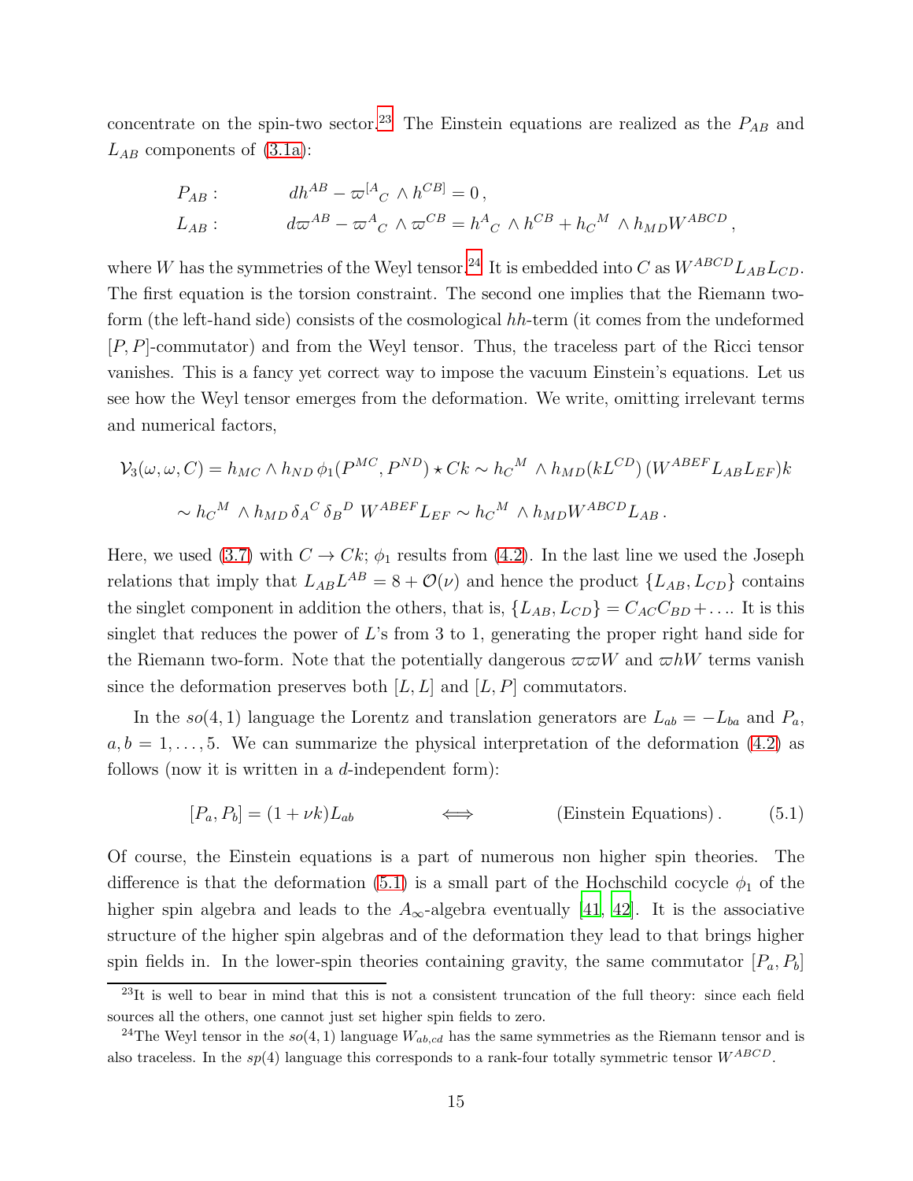concentrate on the spin-two sector.[23] The Einstein equations are realized as the $P_{AB}$ and $L_{AB}$ components of (3.1a):

$$
\begin{aligned}
P_{AB}: & \qquad dh^{AB} - \varpi^{[A}{}_C \wedge h^{CB]} = 0\,, \\
L_{AB}: & \qquad d\varpi^{AB} - \varpi^{A}{}_C \wedge \varpi^{CB} = h^{A}{}_C \wedge h^{CB} + h_C{}^M \wedge h_{MD} W^{ABCD}\,,
\end{aligned}
$$

where $W$ has the symmetries of the Weyl tensor.[24] It is embedded into $C$ as $W^{ABCD}L_{AB}L_{CD}$. The first equation is the torsion constraint. The second one implies that the Riemann two-form (the left-hand side) consists of the cosmological $hh$-term (it comes from the undeformed $[P,P]$-commutator) and from the Weyl tensor. Thus, the traceless part of the Ricci tensor vanishes. This is a fancy yet correct way to impose the vacuum Einstein's equations. Let us see how the Weyl tensor emerges from the deformation. We write, omitting irrelevant terms and numerical factors,

$$
\begin{aligned}
\mathcal{V}_3(\omega,\omega,C) &= h_{MC} \wedge h_{ND}\, \phi_1(P^{MC}, P^{ND}) \star Ck \sim h_C{}^M \wedge h_{MD}(kL^{CD})\,(W^{ABEF}L_{AB}L_{EF})k \\
&\sim h_C{}^M \wedge h_{MD}\, \delta_A{}^C\, \delta_B{}^D\; W^{ABEF}L_{EF} \sim h_C{}^M \wedge h_{MD} W^{ABCD} L_{AB}\,.
\end{aligned}
$$

Here, we used (3.7) with $C \to Ck$; $\phi_1$ results from (4.2). In the last line we used the Joseph relations that imply that $L_{AB}L^{AB} = 8 + \mathcal{O}(\nu)$ and hence the product $\{L_{AB}, L_{CD}\}$ contains the singlet component in addition the others, that is, $\{L_{AB}, L_{CD}\} = C_{AC}C_{BD} + \ldots$. It is this singlet that reduces the power of $L$'s from 3 to 1, generating the proper right hand side for the Riemann two-form. Note that the potentially dangerous $\varpi\varpi W$ and $\varpi h W$ terms vanish since the deformation preserves both $[L,L]$ and $[L,P]$ commutators.

In the $so(4,1)$ language the Lorentz and translation generators are $L_{ab} = -L_{ba}$ and $P_a$, $a,b = 1,\ldots,5$. We can summarize the physical interpretation of the deformation (4.2) as follows (now it is written in a $d$-independent form):

$$
[P_a, P_b] = (1 + \nu k) L_{ab} \qquad \Longleftrightarrow \qquad \text{(Einstein Equations)}\,. \tag{5.1}
$$

Of course, the Einstein equations is a part of numerous non higher spin theories. The difference is that the deformation (5.1) is a small part of the Hochschild cocycle $\phi_1$ of the higher spin algebra and leads to the $A_\infty$-algebra eventually [41, 42]. It is the associative structure of the higher spin algebras and of the deformation they lead to that brings higher spin fields in. In the lower-spin theories containing gravity, the same commutator $[P_a, P_b]$

---

[23] It is well to bear in mind that this is not a consistent truncation of the full theory: since each field sources all the others, one cannot just set higher spin fields to zero.

[24] The Weyl tensor in the $so(4,1)$ language $W_{ab,cd}$ has the same symmetries as the Riemann tensor and is also traceless. In the $sp(4)$ language this corresponds to a rank-four totally symmetric tensor $W^{ABCD}$.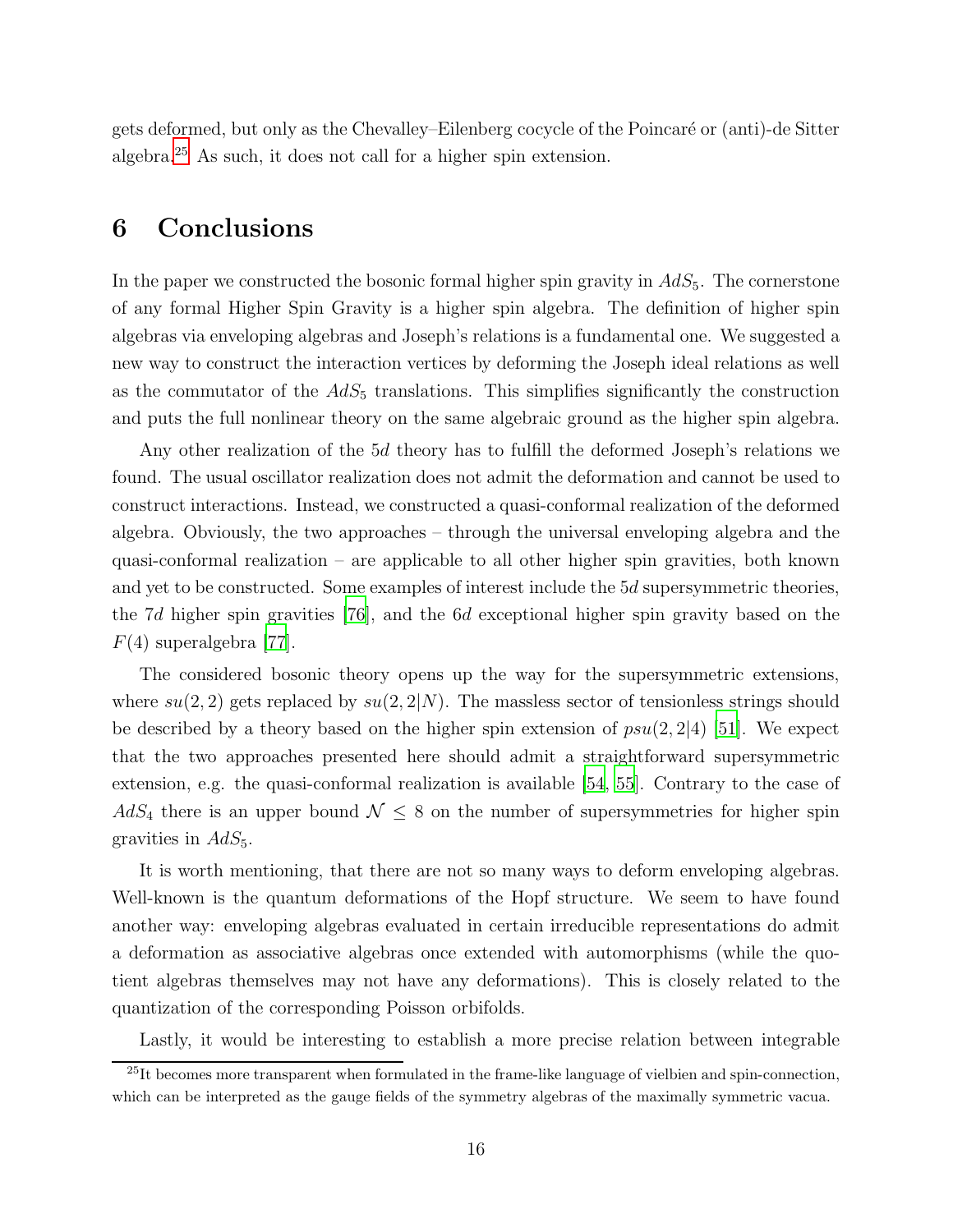gets deformed, but only as the Chevalley–Eilenberg cocycle of the Poincaré or (anti)-de Sitter algebra.[25] As such, it does not call for a higher spin extension.

# 6 Conclusions

In the paper we constructed the bosonic formal higher spin gravity in $AdS_5$. The cornerstone of any formal Higher Spin Gravity is a higher spin algebra. The definition of higher spin algebras via enveloping algebras and Joseph's relations is a fundamental one. We suggested a new way to construct the interaction vertices by deforming the Joseph ideal relations as well as the commutator of the $AdS_5$ translations. This simplifies significantly the construction and puts the full nonlinear theory on the same algebraic ground as the higher spin algebra.

Any other realization of the $5d$ theory has to fulfill the deformed Joseph's relations we found. The usual oscillator realization does not admit the deformation and cannot be used to construct interactions. Instead, we constructed a quasi-conformal realization of the deformed algebra. Obviously, the two approaches – through the universal enveloping algebra and the quasi-conformal realization – are applicable to all other higher spin gravities, both known and yet to be constructed. Some examples of interest include the $5d$ supersymmetric theories, the $7d$ higher spin gravities [76], and the $6d$ exceptional higher spin gravity based on the $F(4)$ superalgebra [77].

The considered bosonic theory opens up the way for the supersymmetric extensions, where $su(2,2)$ gets replaced by $su(2,2|N)$. The massless sector of tensionless strings should be described by a theory based on the higher spin extension of $psu(2,2|4)$ [51]. We expect that the two approaches presented here should admit a straightforward supersymmetric extension, e.g. the quasi-conformal realization is available [54, 55]. Contrary to the case of $AdS_4$ there is an upper bound $\mathcal{N} \leq 8$ on the number of supersymmetries for higher spin gravities in $AdS_5$.

It is worth mentioning, that there are not so many ways to deform enveloping algebras. Well-known is the quantum deformations of the Hopf structure. We seem to have found another way: enveloping algebras evaluated in certain irreducible representations do admit a deformation as associative algebras once extended with automorphisms (while the quotient algebras themselves may not have any deformations). This is closely related to the quantization of the corresponding Poisson orbifolds.

Lastly, it would be interesting to establish a more precise relation between integrable

[25] It becomes more transparent when formulated in the frame-like language of vielbien and spin-connection, which can be interpreted as the gauge fields of the symmetry algebras of the maximally symmetric vacua.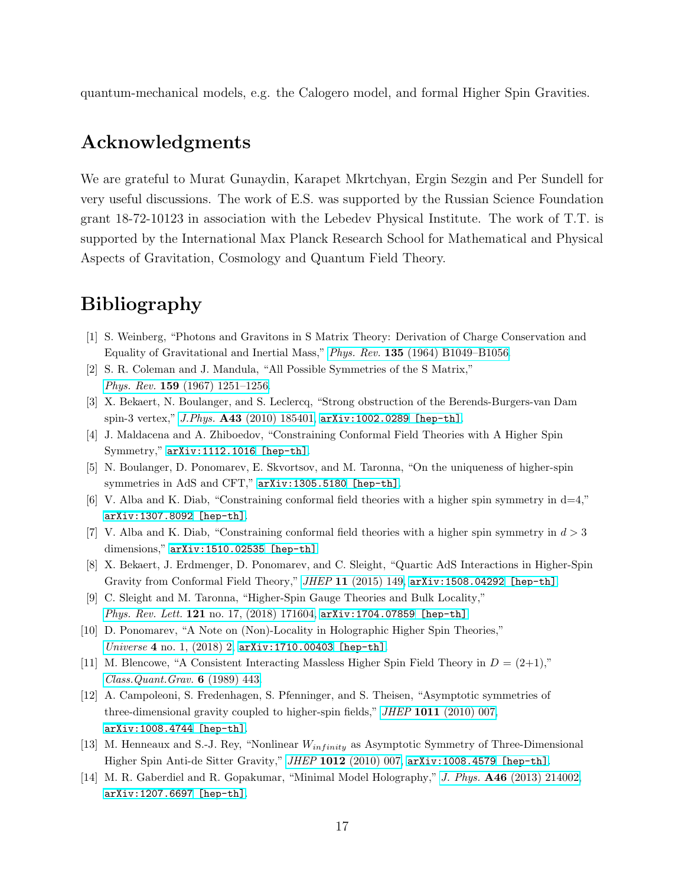quantum-mechanical models, e.g. the Calogero model, and formal Higher Spin Gravities.

## Acknowledgments

We are grateful to Murat Gunaydin, Karapet Mkrtchyan, Ergin Sezgin and Per Sundell for very useful discussions. The work of E.S. was supported by the Russian Science Foundation grant 18-72-10123 in association with the Lebedev Physical Institute. The work of T.T. is supported by the International Max Planck Research School for Mathematical and Physical Aspects of Gravitation, Cosmology and Quantum Field Theory.

## Bibliography

[1] S. Weinberg, "Photons and Gravitons in S Matrix Theory: Derivation of Charge Conservation and Equality of Gravitational and Inertial Mass," *Phys. Rev.* **135** (1964) B1049–B1056.

[2] S. R. Coleman and J. Mandula, "All Possible Symmetries of the S Matrix," *Phys. Rev.* **159** (1967) 1251–1256.

[3] X. Bekaert, N. Boulanger, and S. Leclercq, "Strong obstruction of the Berends-Burgers-van Dam spin-3 vertex," *J.Phys.* **A43** (2010) 185401, arXiv:1002.0289 [hep-th].

[4] J. Maldacena and A. Zhiboedov, "Constraining Conformal Field Theories with A Higher Spin Symmetry," arXiv:1112.1016 [hep-th].

[5] N. Boulanger, D. Ponomarev, E. Skvortsov, and M. Taronna, "On the uniqueness of higher-spin symmetries in AdS and CFT," arXiv:1305.5180 [hep-th].

[6] V. Alba and K. Diab, "Constraining conformal field theories with a higher spin symmetry in d=4," arXiv:1307.8092 [hep-th].

[7] V. Alba and K. Diab, "Constraining conformal field theories with a higher spin symmetry in $d > 3$ dimensions," arXiv:1510.02535 [hep-th].

[8] X. Bekaert, J. Erdmenger, D. Ponomarev, and C. Sleight, "Quartic AdS Interactions in Higher-Spin Gravity from Conformal Field Theory," *JHEP* **11** (2015) 149, arXiv:1508.04292 [hep-th].

[9] C. Sleight and M. Taronna, "Higher-Spin Gauge Theories and Bulk Locality," *Phys. Rev. Lett.* **121** no. 17, (2018) 171604, arXiv:1704.07859 [hep-th].

[10] D. Ponomarev, "A Note on (Non)-Locality in Holographic Higher Spin Theories," *Universe* **4** no. 1, (2018) 2, arXiv:1710.00403 [hep-th].

[11] M. Blencowe, "A Consistent Interacting Massless Higher Spin Field Theory in $D = (2+1)$," *Class.Quant.Grav.* **6** (1989) 443.

[12] A. Campoleoni, S. Fredenhagen, S. Pfenninger, and S. Theisen, "Asymptotic symmetries of three-dimensional gravity coupled to higher-spin fields," *JHEP* **1011** (2010) 007, arXiv:1008.4744 [hep-th].

[13] M. Henneaux and S.-J. Rey, "Nonlinear $W_{infinity}$ as Asymptotic Symmetry of Three-Dimensional Higher Spin Anti-de Sitter Gravity," *JHEP* **1012** (2010) 007, arXiv:1008.4579 [hep-th].

[14] M. R. Gaberdiel and R. Gopakumar, "Minimal Model Holography," *J. Phys.* **A46** (2013) 214002, arXiv:1207.6697 [hep-th].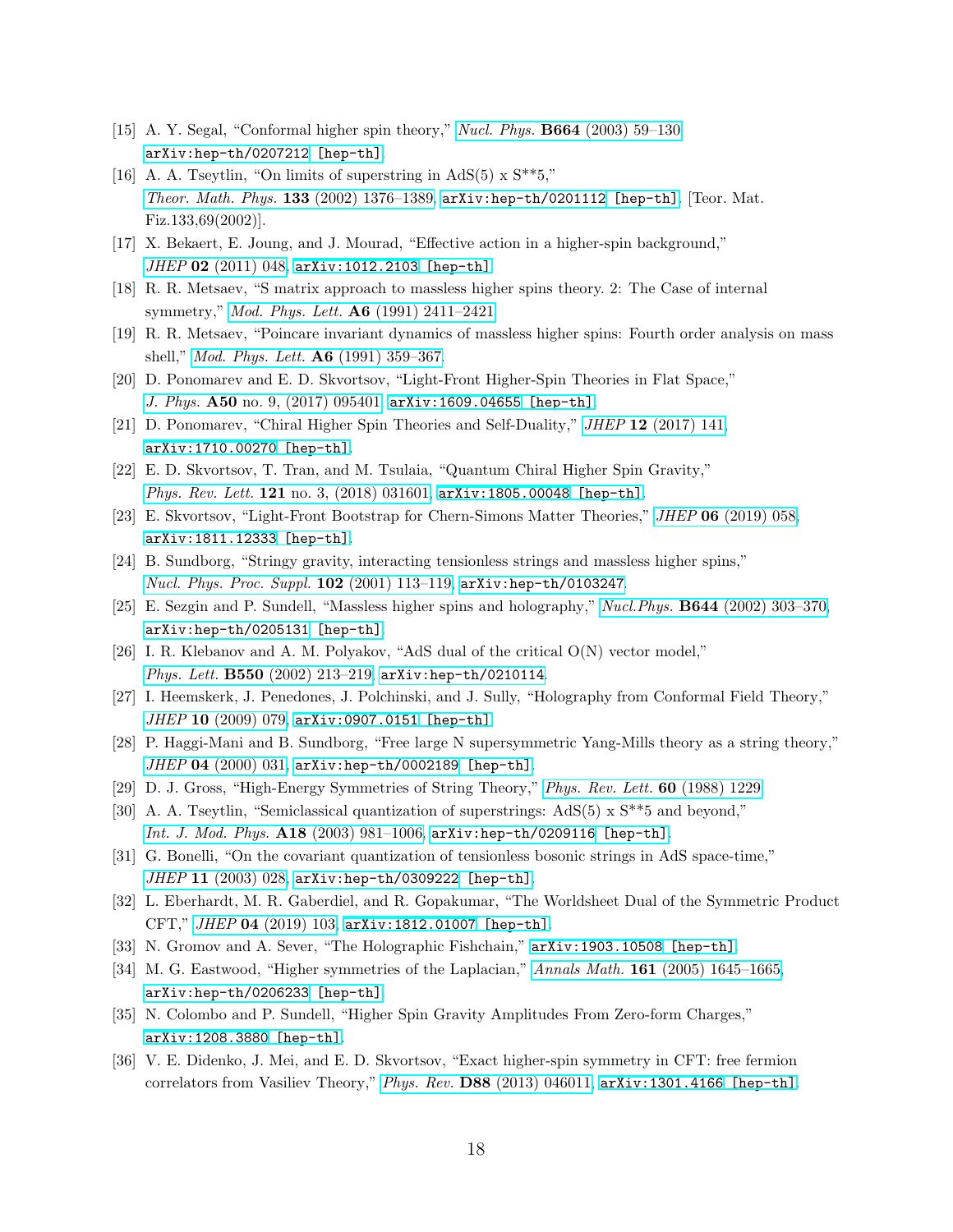[15] A. Y. Segal, "Conformal higher spin theory," *Nucl. Phys.* **B664** (2003) 59–130, `arXiv:hep-th/0207212 [hep-th]`.

[16] A. A. Tseytlin, "On limits of superstring in AdS(5) x S**5," *Theor. Math. Phys.* **133** (2002) 1376–1389, `arXiv:hep-th/0201112 [hep-th]`. [Teor. Mat. Fiz.133,69(2002)].

[17] X. Bekaert, E. Joung, and J. Mourad, "Effective action in a higher-spin background," *JHEP* **02** (2011) 048, `arXiv:1012.2103 [hep-th]`.

[18] R. R. Metsaev, "S matrix approach to massless higher spins theory. 2: The Case of internal symmetry," *Mod. Phys. Lett.* **A6** (1991) 2411–2421.

[19] R. R. Metsaev, "Poincare invariant dynamics of massless higher spins: Fourth order analysis on mass shell," *Mod. Phys. Lett.* **A6** (1991) 359–367.

[20] D. Ponomarev and E. D. Skvortsov, "Light-Front Higher-Spin Theories in Flat Space," *J. Phys.* **A50** no. 9, (2017) 095401, `arXiv:1609.04655 [hep-th]`.

[21] D. Ponomarev, "Chiral Higher Spin Theories and Self-Duality," *JHEP* **12** (2017) 141, `arXiv:1710.00270 [hep-th]`.

[22] E. D. Skvortsov, T. Tran, and M. Tsulaia, "Quantum Chiral Higher Spin Gravity," *Phys. Rev. Lett.* **121** no. 3, (2018) 031601, `arXiv:1805.00048 [hep-th]`.

[23] E. Skvortsov, "Light-Front Bootstrap for Chern-Simons Matter Theories," *JHEP* **06** (2019) 058, `arXiv:1811.12333 [hep-th]`.

[24] B. Sundborg, "Stringy gravity, interacting tensionless strings and massless higher spins," *Nucl. Phys. Proc. Suppl.* **102** (2001) 113–119, `arXiv:hep-th/0103247`.

[25] E. Sezgin and P. Sundell, "Massless higher spins and holography," *Nucl.Phys.* **B644** (2002) 303–370, `arXiv:hep-th/0205131 [hep-th]`.

[26] I. R. Klebanov and A. M. Polyakov, "AdS dual of the critical O(N) vector model," *Phys. Lett.* **B550** (2002) 213–219, `arXiv:hep-th/0210114`.

[27] I. Heemskerk, J. Penedones, J. Polchinski, and J. Sully, "Holography from Conformal Field Theory," *JHEP* **10** (2009) 079, `arXiv:0907.0151 [hep-th]`.

[28] P. Haggi-Mani and B. Sundborg, "Free large N supersymmetric Yang-Mills theory as a string theory," *JHEP* **04** (2000) 031, `arXiv:hep-th/0002189 [hep-th]`.

[29] D. J. Gross, "High-Energy Symmetries of String Theory," *Phys. Rev. Lett.* **60** (1988) 1229.

[30] A. A. Tseytlin, "Semiclassical quantization of superstrings: AdS(5) x S**5 and beyond," *Int. J. Mod. Phys.* **A18** (2003) 981–1006, `arXiv:hep-th/0209116 [hep-th]`.

[31] G. Bonelli, "On the covariant quantization of tensionless bosonic strings in AdS space-time," *JHEP* **11** (2003) 028, `arXiv:hep-th/0309222 [hep-th]`.

[32] L. Eberhardt, M. R. Gaberdiel, and R. Gopakumar, "The Worldsheet Dual of the Symmetric Product CFT," *JHEP* **04** (2019) 103, `arXiv:1812.01007 [hep-th]`.

[33] N. Gromov and A. Sever, "The Holographic Fishchain," `arXiv:1903.10508 [hep-th]`.

[34] M. G. Eastwood, "Higher symmetries of the Laplacian," *Annals Math.* **161** (2005) 1645–1665, `arXiv:hep-th/0206233 [hep-th]`.

[35] N. Colombo and P. Sundell, "Higher Spin Gravity Amplitudes From Zero-form Charges," `arXiv:1208.3880 [hep-th]`.

[36] V. E. Didenko, J. Mei, and E. D. Skvortsov, "Exact higher-spin symmetry in CFT: free fermion correlators from Vasiliev Theory," *Phys. Rev.* **D88** (2013) 046011, `arXiv:1301.4166 [hep-th]`.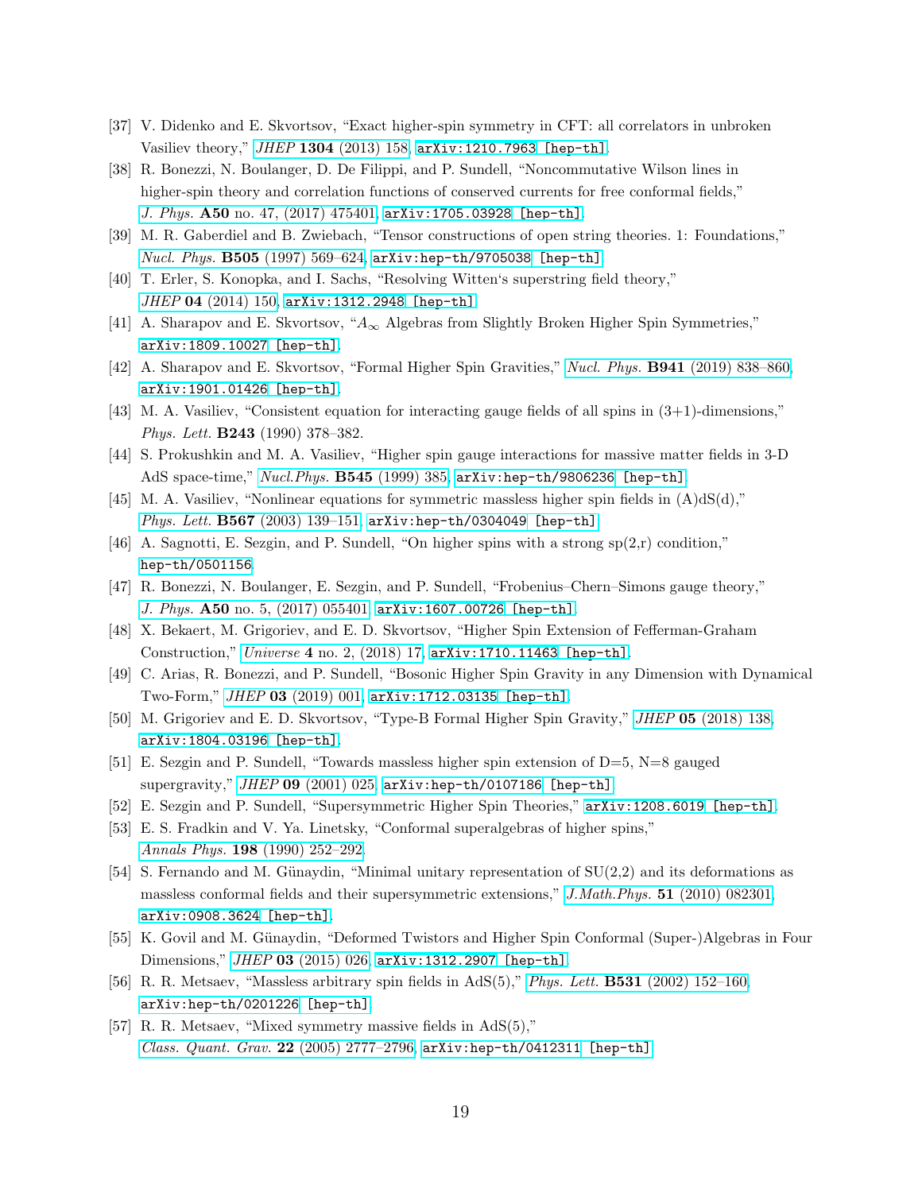- [37] V. Didenko and E. Skvortsov, "Exact higher-spin symmetry in CFT: all correlators in unbroken Vasiliev theory," *JHEP* **1304** (2013) 158, arXiv:1210.7963 [hep-th].
- [38] R. Bonezzi, N. Boulanger, D. De Filippi, and P. Sundell, "Noncommutative Wilson lines in higher-spin theory and correlation functions of conserved currents for free conformal fields," *J. Phys.* **A50** no. 47, (2017) 475401, arXiv:1705.03928 [hep-th].
- [39] M. R. Gaberdiel and B. Zwiebach, "Tensor constructions of open string theories. 1: Foundations," *Nucl. Phys.* **B505** (1997) 569–624, arXiv:hep-th/9705038 [hep-th].
- [40] T. Erler, S. Konopka, and I. Sachs, "Resolving Witten's superstring field theory," *JHEP* **04** (2014) 150, arXiv:1312.2948 [hep-th].
- [41] A. Sharapov and E. Skvortsov, "$A_\infty$ Algebras from Slightly Broken Higher Spin Symmetries," arXiv:1809.10027 [hep-th].
- [42] A. Sharapov and E. Skvortsov, "Formal Higher Spin Gravities," *Nucl. Phys.* **B941** (2019) 838–860, arXiv:1901.01426 [hep-th].
- [43] M. A. Vasiliev, "Consistent equation for interacting gauge fields of all spins in (3+1)-dimensions," *Phys. Lett.* **B243** (1990) 378–382.
- [44] S. Prokushkin and M. A. Vasiliev, "Higher spin gauge interactions for massive matter fields in 3-D AdS space-time," *Nucl.Phys.* **B545** (1999) 385, arXiv:hep-th/9806236 [hep-th].
- [45] M. A. Vasiliev, "Nonlinear equations for symmetric massless higher spin fields in (A)dS(d)," *Phys. Lett.* **B567** (2003) 139–151, arXiv:hep-th/0304049 [hep-th].
- [46] A. Sagnotti, E. Sezgin, and P. Sundell, "On higher spins with a strong sp(2,r) condition," hep-th/0501156.
- [47] R. Bonezzi, N. Boulanger, E. Sezgin, and P. Sundell, "Frobenius–Chern–Simons gauge theory," *J. Phys.* **A50** no. 5, (2017) 055401, arXiv:1607.00726 [hep-th].
- [48] X. Bekaert, M. Grigoriev, and E. D. Skvortsov, "Higher Spin Extension of Fefferman-Graham Construction," *Universe* **4** no. 2, (2018) 17, arXiv:1710.11463 [hep-th].
- [49] C. Arias, R. Bonezzi, and P. Sundell, "Bosonic Higher Spin Gravity in any Dimension with Dynamical Two-Form," *JHEP* **03** (2019) 001, arXiv:1712.03135 [hep-th].
- [50] M. Grigoriev and E. D. Skvortsov, "Type-B Formal Higher Spin Gravity," *JHEP* **05** (2018) 138, arXiv:1804.03196 [hep-th].
- [51] E. Sezgin and P. Sundell, "Towards massless higher spin extension of D=5, N=8 gauged supergravity," *JHEP* **09** (2001) 025, arXiv:hep-th/0107186 [hep-th].
- [52] E. Sezgin and P. Sundell, "Supersymmetric Higher Spin Theories," arXiv:1208.6019 [hep-th].
- [53] E. S. Fradkin and V. Ya. Linetsky, "Conformal superalgebras of higher spins," *Annals Phys.* **198** (1990) 252–292.
- [54] S. Fernando and M. Günaydin, "Minimal unitary representation of SU(2,2) and its deformations as massless conformal fields and their supersymmetric extensions," *J.Math.Phys.* **51** (2010) 082301, arXiv:0908.3624 [hep-th].
- [55] K. Govil and M. Günaydin, "Deformed Twistors and Higher Spin Conformal (Super-)Algebras in Four Dimensions," *JHEP* **03** (2015) 026, arXiv:1312.2907 [hep-th].
- [56] R. R. Metsaev, "Massless arbitrary spin fields in AdS(5)," *Phys. Lett.* **B531** (2002) 152–160, arXiv:hep-th/0201226 [hep-th].
- [57] R. R. Metsaev, "Mixed symmetry massive fields in AdS(5)," *Class. Quant. Grav.* **22** (2005) 2777–2796, arXiv:hep-th/0412311 [hep-th].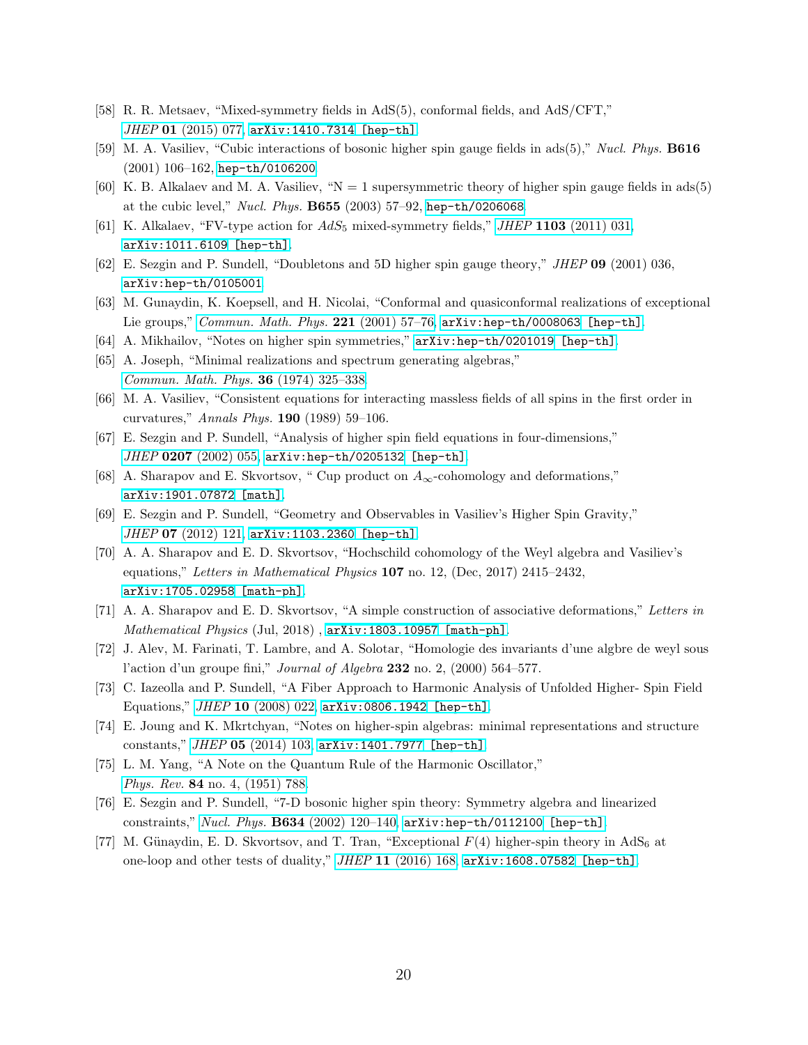[58] R. R. Metsaev, "Mixed-symmetry fields in AdS(5), conformal fields, and AdS/CFT," *JHEP* **01** (2015) 077, arXiv:1410.7314 [hep-th].

[59] M. A. Vasiliev, "Cubic interactions of bosonic higher spin gauge fields in ads(5)," *Nucl. Phys.* **B616** (2001) 106–162, hep-th/0106200.

[60] K. B. Alkalaev and M. A. Vasiliev, "N = 1 supersymmetric theory of higher spin gauge fields in ads(5) at the cubic level," *Nucl. Phys.* **B655** (2003) 57–92, hep-th/0206068.

[61] K. Alkalaev, "FV-type action for $AdS_5$ mixed-symmetry fields," *JHEP* **1103** (2011) 031, arXiv:1011.6109 [hep-th].

[62] E. Sezgin and P. Sundell, "Doubletons and 5D higher spin gauge theory," *JHEP* **09** (2001) 036, arXiv:hep-th/0105001.

[63] M. Gunaydin, K. Koepsell, and H. Nicolai, "Conformal and quasiconformal realizations of exceptional Lie groups," *Commun. Math. Phys.* **221** (2001) 57–76, arXiv:hep-th/0008063 [hep-th].

[64] A. Mikhailov, "Notes on higher spin symmetries," arXiv:hep-th/0201019 [hep-th].

[65] A. Joseph, "Minimal realizations and spectrum generating algebras," *Commun. Math. Phys.* **36** (1974) 325–338.

[66] M. A. Vasiliev, "Consistent equations for interacting massless fields of all spins in the first order in curvatures," *Annals Phys.* **190** (1989) 59–106.

[67] E. Sezgin and P. Sundell, "Analysis of higher spin field equations in four-dimensions," *JHEP* **0207** (2002) 055, arXiv:hep-th/0205132 [hep-th].

[68] A. Sharapov and E. Skvortsov, " Cup product on $A_\infty$-cohomology and deformations," arXiv:1901.07872 [math].

[69] E. Sezgin and P. Sundell, "Geometry and Observables in Vasiliev's Higher Spin Gravity," *JHEP* **07** (2012) 121, arXiv:1103.2360 [hep-th].

[70] A. A. Sharapov and E. D. Skvortsov, "Hochschild cohomology of the Weyl algebra and Vasiliev's equations," *Letters in Mathematical Physics* **107** no. 12, (Dec, 2017) 2415–2432, arXiv:1705.02958 [math-ph].

[71] A. A. Sharapov and E. D. Skvortsov, "A simple construction of associative deformations," *Letters in Mathematical Physics* (Jul, 2018) , arXiv:1803.10957 [math-ph].

[72] J. Alev, M. Farinati, T. Lambre, and A. Solotar, "Homologie des invariants d'une algbre de weyl sous l'action d'un groupe fini," *Journal of Algebra* **232** no. 2, (2000) 564–577.

[73] C. Iazeolla and P. Sundell, "A Fiber Approach to Harmonic Analysis of Unfolded Higher- Spin Field Equations," *JHEP* **10** (2008) 022, arXiv:0806.1942 [hep-th].

[74] E. Joung and K. Mkrtchyan, "Notes on higher-spin algebras: minimal representations and structure constants," *JHEP* **05** (2014) 103, arXiv:1401.7977 [hep-th].

[75] L. M. Yang, "A Note on the Quantum Rule of the Harmonic Oscillator," *Phys. Rev.* **84** no. 4, (1951) 788.

[76] E. Sezgin and P. Sundell, "7-D bosonic higher spin theory: Symmetry algebra and linearized constraints," *Nucl. Phys.* **B634** (2002) 120–140, arXiv:hep-th/0112100 [hep-th].

[77] M. Günaydin, E. D. Skvortsov, and T. Tran, "Exceptional $F(4)$ higher-spin theory in $AdS_6$ at one-loop and other tests of duality," *JHEP* **11** (2016) 168, arXiv:1608.07582 [hep-th].